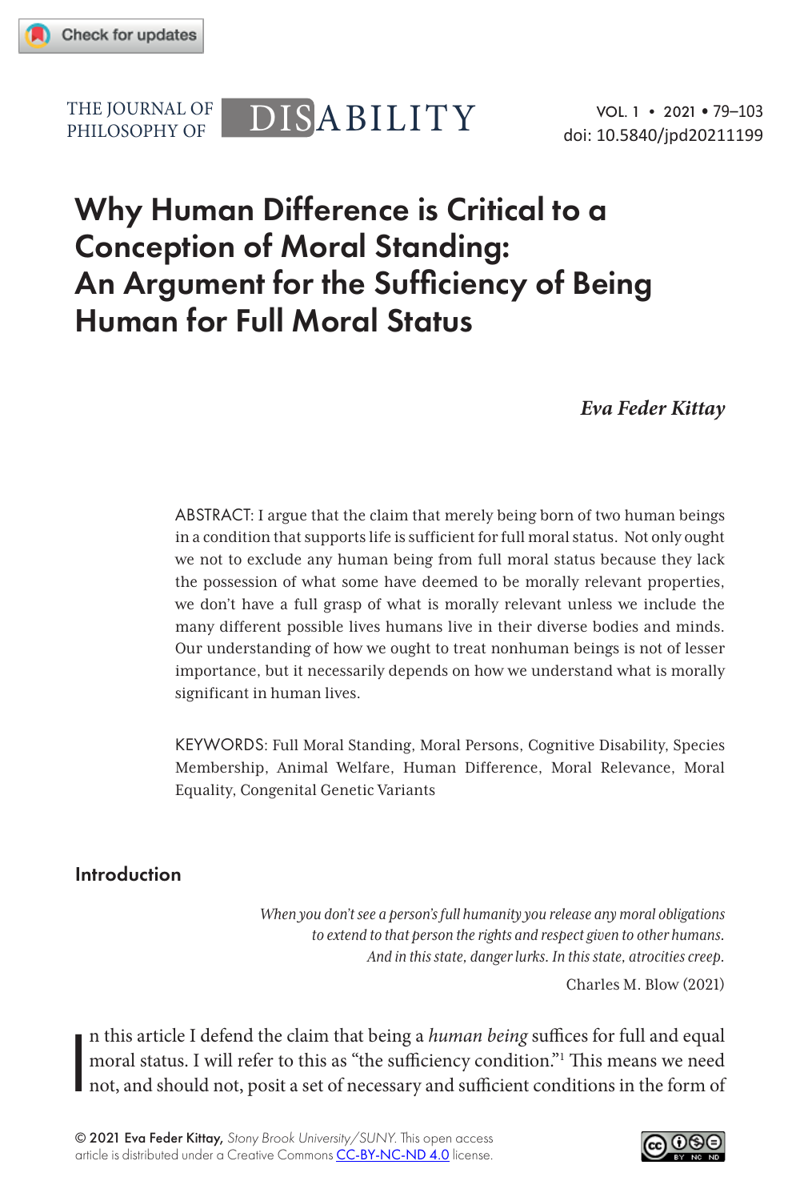# Why Human Difference is Critical to a Conception of Moral Standing: An Argument for the Sufficiency of Being Human for Full Moral Status

*Eva Feder Kittay*

ABSTRACT: I argue that the claim that merely being born of two human beings in a condition that supports life is sufficient for full moral status. Not only ought we not to exclude any human being from full moral status because they lack the possession of what some have deemed to be morally relevant properties, we don't have a full grasp of what is morally relevant unless we include the many different possible lives humans live in their diverse bodies and minds. Our understanding of how we ought to treat nonhuman beings is not of lesser importance, but it necessarily depends on how we understand what is morally significant in human lives.

KEYWORDS: Full Moral Standing, Moral Persons, Cognitive Disability, Species Membership, Animal Welfare, Human Difference, Moral Relevance, Moral Equality, Congenital Genetic Variants

## Introduction

*When you don't see a person's full humanity you release any moral obligations to extend to that person the rights and respect given to other humans. And in this state, danger lurks. In this state, atrocities creep.*

Charles M. Blow (2021)

In this article I defend the claim that being a *human being* suffices for full and equal moral status. I will refer to this as "the sufficiency condition."[1] This means we need not, and should not, posit a set of necessary and sufficient conditions in the form of

© 2021 Eva Feder Kittay, *Stony Brook University/SUNY*. This open access article is distributed under a Creative Commons CC-BY-NC-ND 4.0 license.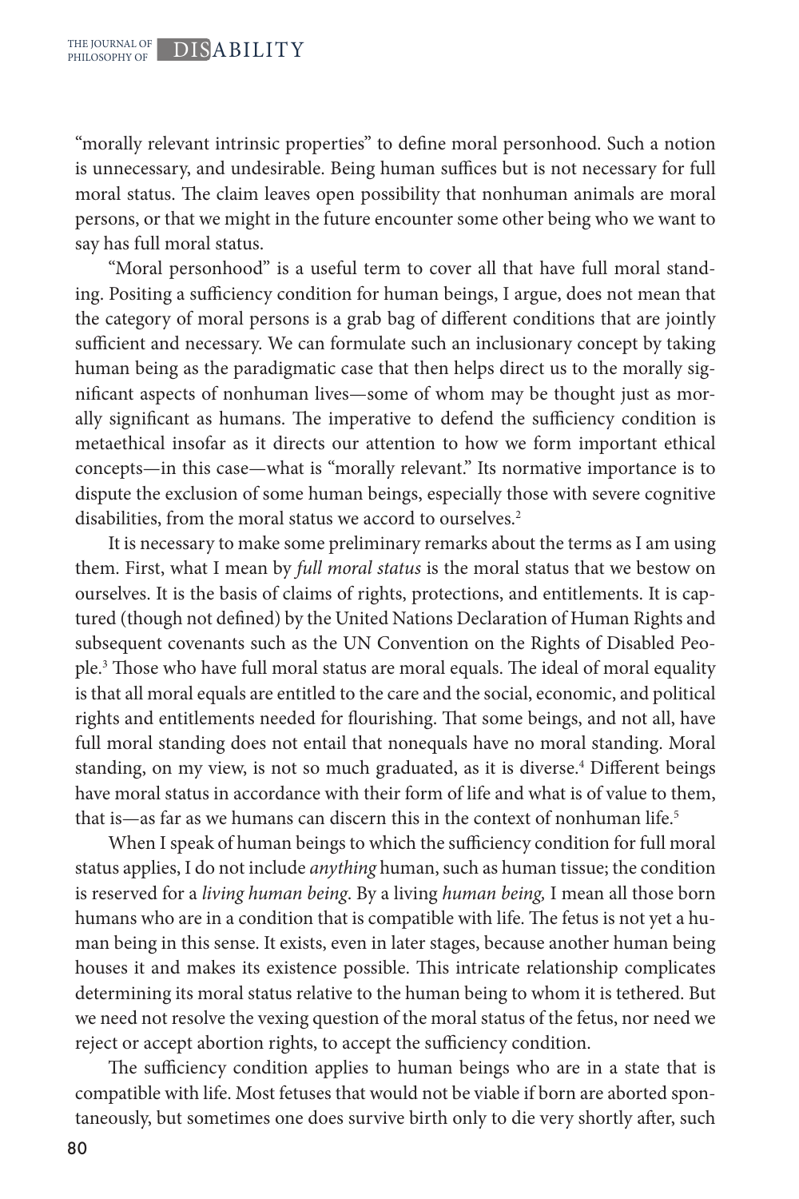"morally relevant intrinsic properties" to define moral personhood. Such a notion is unnecessary, and undesirable. Being human suffices but is not necessary for full moral status. The claim leaves open possibility that nonhuman animals are moral persons, or that we might in the future encounter some other being who we want to say has full moral status.

"Moral personhood" is a useful term to cover all that have full moral standing. Positing a sufficiency condition for human beings, I argue, does not mean that the category of moral persons is a grab bag of different conditions that are jointly sufficient and necessary. We can formulate such an inclusionary concept by taking human being as the paradigmatic case that then helps direct us to the morally significant aspects of nonhuman lives—some of whom may be thought just as morally significant as humans. The imperative to defend the sufficiency condition is metaethical insofar as it directs our attention to how we form important ethical concepts—in this case—what is "morally relevant." Its normative importance is to dispute the exclusion of some human beings, especially those with severe cognitive disabilities, from the moral status we accord to ourselves.[2]

It is necessary to make some preliminary remarks about the terms as I am using them. First, what I mean by *full moral status* is the moral status that we bestow on ourselves. It is the basis of claims of rights, protections, and entitlements. It is captured (though not defined) by the United Nations Declaration of Human Rights and subsequent covenants such as the UN Convention on the Rights of Disabled People.[3] Those who have full moral status are moral equals. The ideal of moral equality is that all moral equals are entitled to the care and the social, economic, and political rights and entitlements needed for flourishing. That some beings, and not all, have full moral standing does not entail that nonequals have no moral standing. Moral standing, on my view, is not so much graduated, as it is diverse.[4] Different beings have moral status in accordance with their form of life and what is of value to them, that is—as far as we humans can discern this in the context of nonhuman life.[5]

When I speak of human beings to which the sufficiency condition for full moral status applies, I do not include *anything* human, such as human tissue; the condition is reserved for a *living human being*. By a living *human being,* I mean all those born humans who are in a condition that is compatible with life. The fetus is not yet a human being in this sense. It exists, even in later stages, because another human being houses it and makes its existence possible. This intricate relationship complicates determining its moral status relative to the human being to whom it is tethered. But we need not resolve the vexing question of the moral status of the fetus, nor need we reject or accept abortion rights, to accept the sufficiency condition.

The sufficiency condition applies to human beings who are in a state that is compatible with life. Most fetuses that would not be viable if born are aborted spontaneously, but sometimes one does survive birth only to die very shortly after, such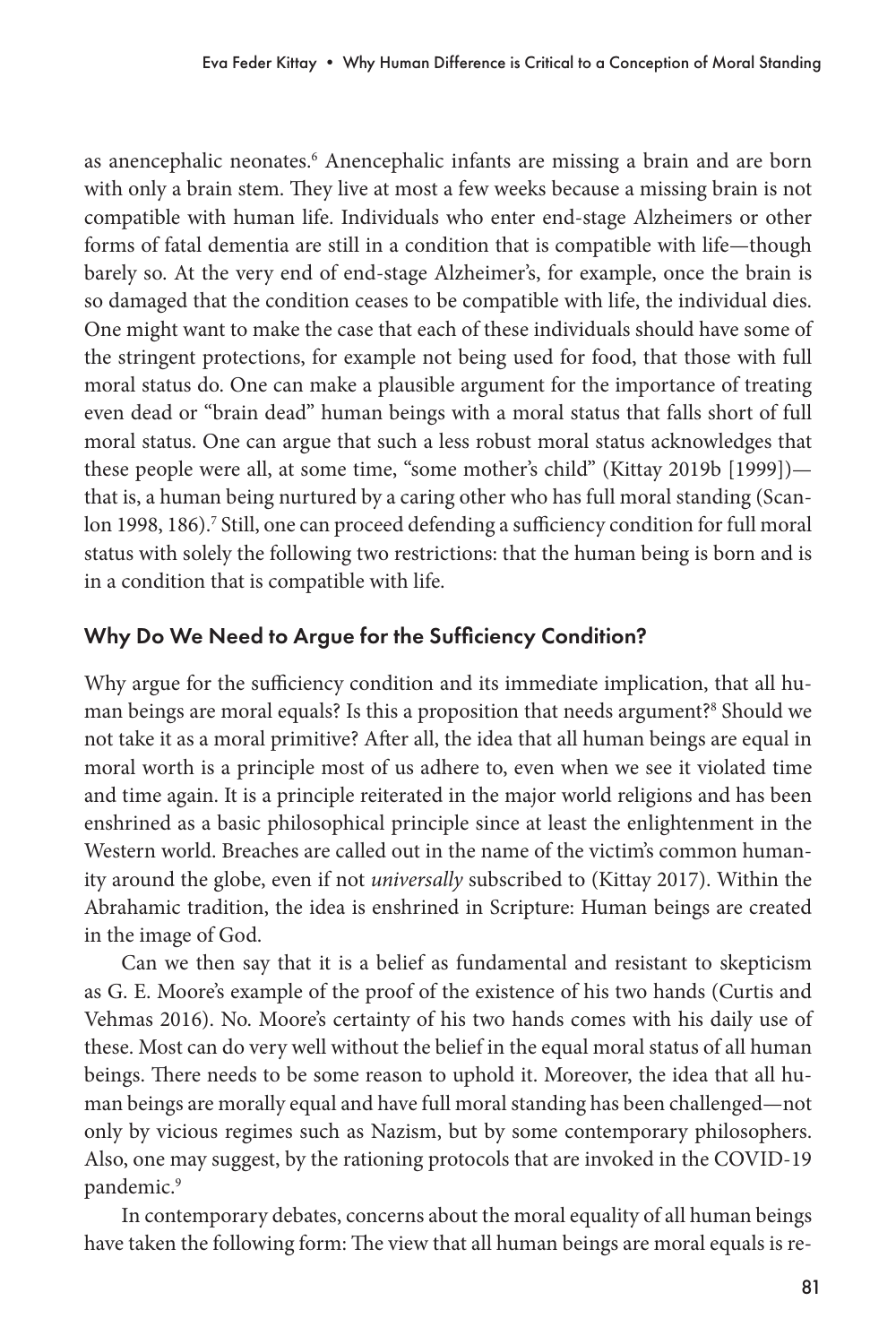as anencephalic neonates.[6] Anencephalic infants are missing a brain and are born with only a brain stem. They live at most a few weeks because a missing brain is not compatible with human life. Individuals who enter end-stage Alzheimers or other forms of fatal dementia are still in a condition that is compatible with life—though barely so. At the very end of end-stage Alzheimer's, for example, once the brain is so damaged that the condition ceases to be compatible with life, the individual dies. One might want to make the case that each of these individuals should have some of the stringent protections, for example not being used for food, that those with full moral status do. One can make a plausible argument for the importance of treating even dead or "brain dead" human beings with a moral status that falls short of full moral status. One can argue that such a less robust moral status acknowledges that these people were all, at some time, "some mother's child" (Kittay 2019b [1999])—that is, a human being nurtured by a caring other who has full moral standing (Scanlon 1998, 186).[7] Still, one can proceed defending a sufficiency condition for full moral status with solely the following two restrictions: that the human being is born and is in a condition that is compatible with life.

## Why Do We Need to Argue for the Sufficiency Condition?

Why argue for the sufficiency condition and its immediate implication, that all human beings are moral equals? Is this a proposition that needs argument?[8] Should we not take it as a moral primitive? After all, the idea that all human beings are equal in moral worth is a principle most of us adhere to, even when we see it violated time and time again. It is a principle reiterated in the major world religions and has been enshrined as a basic philosophical principle since at least the enlightenment in the Western world. Breaches are called out in the name of the victim's common humanity around the globe, even if not *universally* subscribed to (Kittay 2017). Within the Abrahamic tradition, the idea is enshrined in Scripture: Human beings are created in the image of God.

Can we then say that it is a belief as fundamental and resistant to skepticism as G. E. Moore's example of the proof of the existence of his two hands (Curtis and Vehmas 2016). No. Moore's certainty of his two hands comes with his daily use of these. Most can do very well without the belief in the equal moral status of all human beings. There needs to be some reason to uphold it. Moreover, the idea that all human beings are morally equal and have full moral standing has been challenged—not only by vicious regimes such as Nazism, but by some contemporary philosophers. Also, one may suggest, by the rationing protocols that are invoked in the COVID-19 pandemic.[9]

In contemporary debates, concerns about the moral equality of all human beings have taken the following form: The view that all human beings are moral equals is re-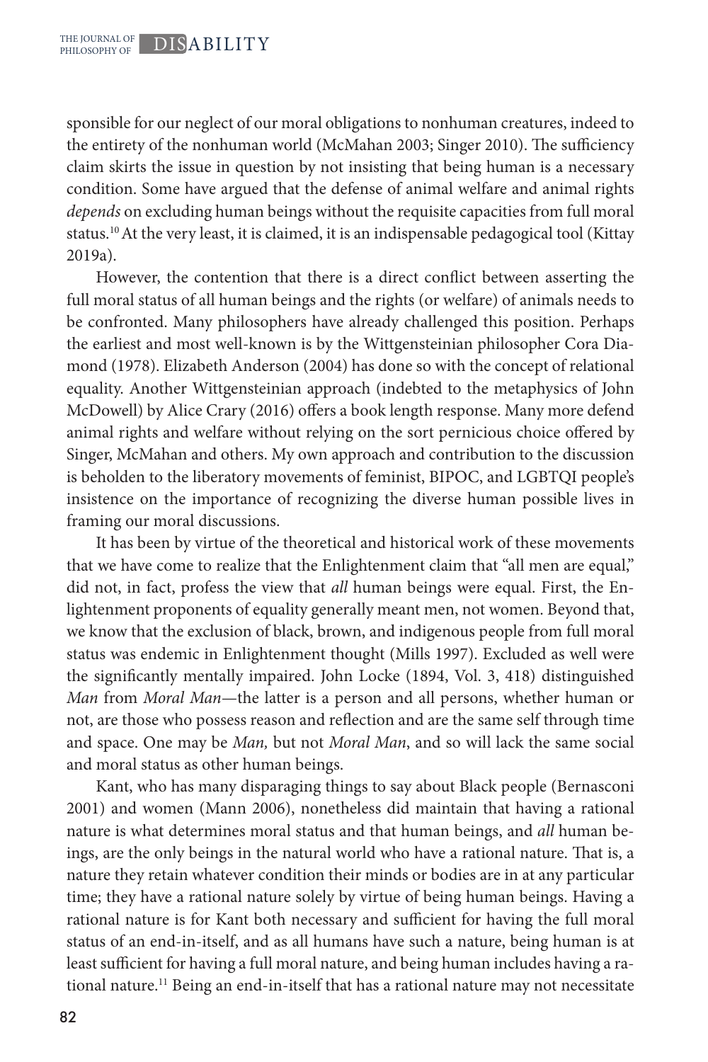sponsible for our neglect of our moral obligations to nonhuman creatures, indeed to the entirety of the nonhuman world (McMahan 2003; Singer 2010). The sufficiency claim skirts the issue in question by not insisting that being human is a necessary condition. Some have argued that the defense of animal welfare and animal rights *depends* on excluding human beings without the requisite capacities from full moral status.[10] At the very least, it is claimed, it is an indispensable pedagogical tool (Kittay 2019a).

However, the contention that there is a direct conflict between asserting the full moral status of all human beings and the rights (or welfare) of animals needs to be confronted. Many philosophers have already challenged this position. Perhaps the earliest and most well-known is by the Wittgensteinian philosopher Cora Diamond (1978). Elizabeth Anderson (2004) has done so with the concept of relational equality. Another Wittgensteinian approach (indebted to the metaphysics of John McDowell) by Alice Crary (2016) offers a book length response. Many more defend animal rights and welfare without relying on the sort pernicious choice offered by Singer, McMahan and others. My own approach and contribution to the discussion is beholden to the liberatory movements of feminist, BIPOC, and LGBTQI people's insistence on the importance of recognizing the diverse human possible lives in framing our moral discussions.

It has been by virtue of the theoretical and historical work of these movements that we have come to realize that the Enlightenment claim that "all men are equal," did not, in fact, profess the view that *all* human beings were equal. First, the Enlightenment proponents of equality generally meant men, not women. Beyond that, we know that the exclusion of black, brown, and indigenous people from full moral status was endemic in Enlightenment thought (Mills 1997). Excluded as well were the significantly mentally impaired. John Locke (1894, Vol. 3, 418) distinguished *Man* from *Moral Man*—the latter is a person and all persons, whether human or not, are those who possess reason and reflection and are the same self through time and space. One may be *Man,* but not *Moral Man*, and so will lack the same social and moral status as other human beings.

Kant, who has many disparaging things to say about Black people (Bernasconi 2001) and women (Mann 2006), nonetheless did maintain that having a rational nature is what determines moral status and that human beings, and *all* human beings, are the only beings in the natural world who have a rational nature. That is, a nature they retain whatever condition their minds or bodies are in at any particular time; they have a rational nature solely by virtue of being human beings. Having a rational nature is for Kant both necessary and sufficient for having the full moral status of an end-in-itself, and as all humans have such a nature, being human is at least sufficient for having a full moral nature, and being human includes having a rational nature.[11] Being an end-in-itself that has a rational nature may not necessitate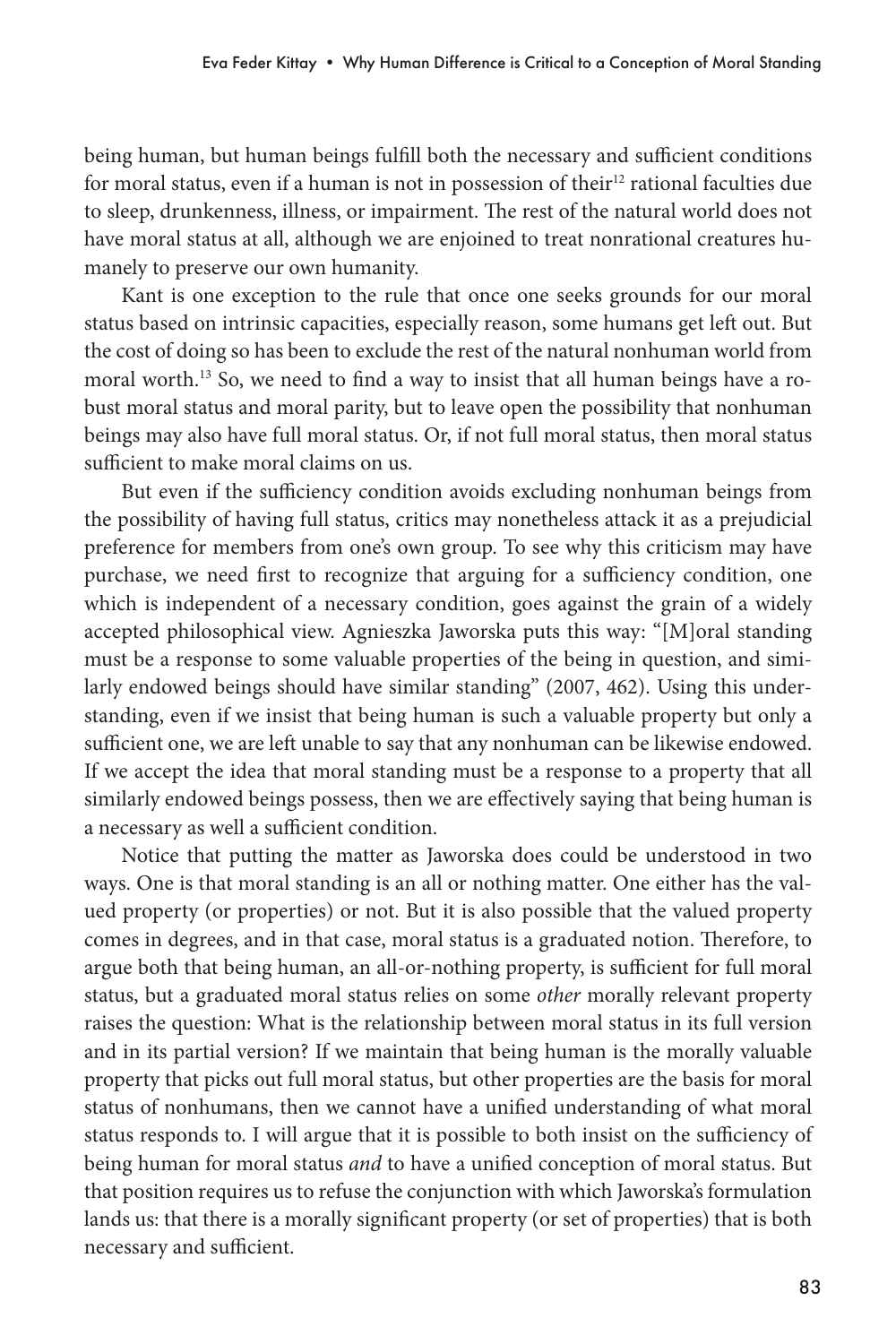being human, but human beings fulfill both the necessary and sufficient conditions for moral status, even if a human is not in possession of their[12] rational faculties due to sleep, drunkenness, illness, or impairment. The rest of the natural world does not have moral status at all, although we are enjoined to treat nonrational creatures humanely to preserve our own humanity.

Kant is one exception to the rule that once one seeks grounds for our moral status based on intrinsic capacities, especially reason, some humans get left out. But the cost of doing so has been to exclude the rest of the natural nonhuman world from moral worth.[13] So, we need to find a way to insist that all human beings have a robust moral status and moral parity, but to leave open the possibility that nonhuman beings may also have full moral status. Or, if not full moral status, then moral status sufficient to make moral claims on us.

But even if the sufficiency condition avoids excluding nonhuman beings from the possibility of having full status, critics may nonetheless attack it as a prejudicial preference for members from one's own group. To see why this criticism may have purchase, we need first to recognize that arguing for a sufficiency condition, one which is independent of a necessary condition, goes against the grain of a widely accepted philosophical view. Agnieszka Jaworska puts this way: "[M]oral standing must be a response to some valuable properties of the being in question, and similarly endowed beings should have similar standing" (2007, 462). Using this understanding, even if we insist that being human is such a valuable property but only a sufficient one, we are left unable to say that any nonhuman can be likewise endowed. If we accept the idea that moral standing must be a response to a property that all similarly endowed beings possess, then we are effectively saying that being human is a necessary as well a sufficient condition.

Notice that putting the matter as Jaworska does could be understood in two ways. One is that moral standing is an all or nothing matter. One either has the valued property (or properties) or not. But it is also possible that the valued property comes in degrees, and in that case, moral status is a graduated notion. Therefore, to argue both that being human, an all-or-nothing property, is sufficient for full moral status, but a graduated moral status relies on some *other* morally relevant property raises the question: What is the relationship between moral status in its full version and in its partial version? If we maintain that being human is the morally valuable property that picks out full moral status, but other properties are the basis for moral status of nonhumans, then we cannot have a unified understanding of what moral status responds to. I will argue that it is possible to both insist on the sufficiency of being human for moral status *and* to have a unified conception of moral status. But that position requires us to refuse the conjunction with which Jaworska's formulation lands us: that there is a morally significant property (or set of properties) that is both necessary and sufficient.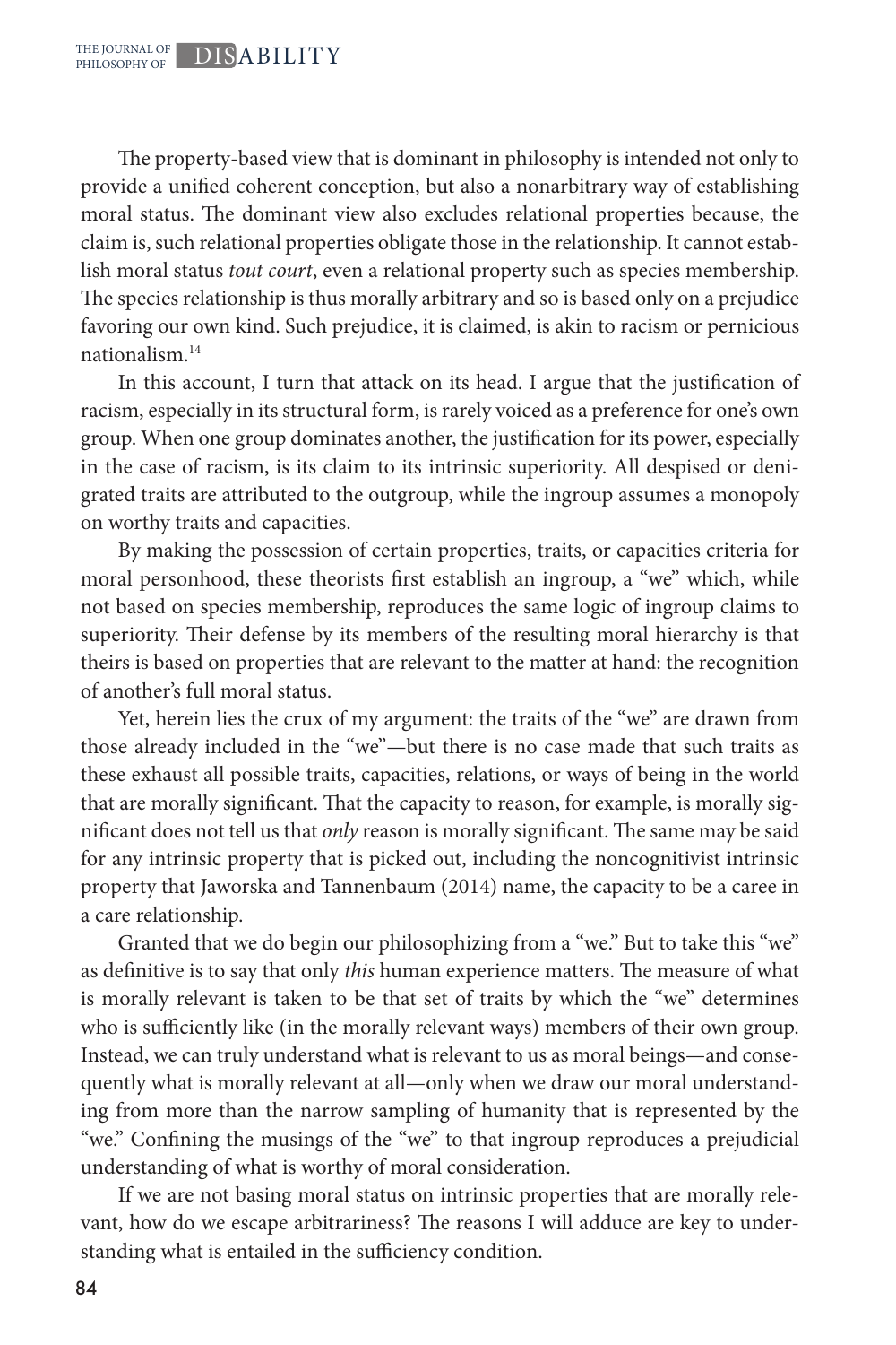The property-based view that is dominant in philosophy is intended not only to provide a unified coherent conception, but also a nonarbitrary way of establishing moral status. The dominant view also excludes relational properties because, the claim is, such relational properties obligate those in the relationship. It cannot establish moral status *tout court*, even a relational property such as species membership. The species relationship is thus morally arbitrary and so is based only on a prejudice favoring our own kind. Such prejudice, it is claimed, is akin to racism or pernicious nationalism.[14]

In this account, I turn that attack on its head. I argue that the justification of racism, especially in its structural form, is rarely voiced as a preference for one's own group. When one group dominates another, the justification for its power, especially in the case of racism, is its claim to its intrinsic superiority. All despised or denigrated traits are attributed to the outgroup, while the ingroup assumes a monopoly on worthy traits and capacities.

By making the possession of certain properties, traits, or capacities criteria for moral personhood, these theorists first establish an ingroup, a "we" which, while not based on species membership, reproduces the same logic of ingroup claims to superiority. Their defense by its members of the resulting moral hierarchy is that theirs is based on properties that are relevant to the matter at hand: the recognition of another's full moral status.

Yet, herein lies the crux of my argument: the traits of the "we" are drawn from those already included in the "we"—but there is no case made that such traits as these exhaust all possible traits, capacities, relations, or ways of being in the world that are morally significant. That the capacity to reason, for example, is morally significant does not tell us that *only* reason is morally significant. The same may be said for any intrinsic property that is picked out, including the noncognitivist intrinsic property that Jaworska and Tannenbaum (2014) name, the capacity to be a caree in a care relationship.

Granted that we do begin our philosophizing from a "we." But to take this "we" as definitive is to say that only *this* human experience matters. The measure of what is morally relevant is taken to be that set of traits by which the "we" determines who is sufficiently like (in the morally relevant ways) members of their own group. Instead, we can truly understand what is relevant to us as moral beings—and consequently what is morally relevant at all—only when we draw our moral understanding from more than the narrow sampling of humanity that is represented by the "we." Confining the musings of the "we" to that ingroup reproduces a prejudicial understanding of what is worthy of moral consideration.

If we are not basing moral status on intrinsic properties that are morally relevant, how do we escape arbitrariness? The reasons I will adduce are key to understanding what is entailed in the sufficiency condition.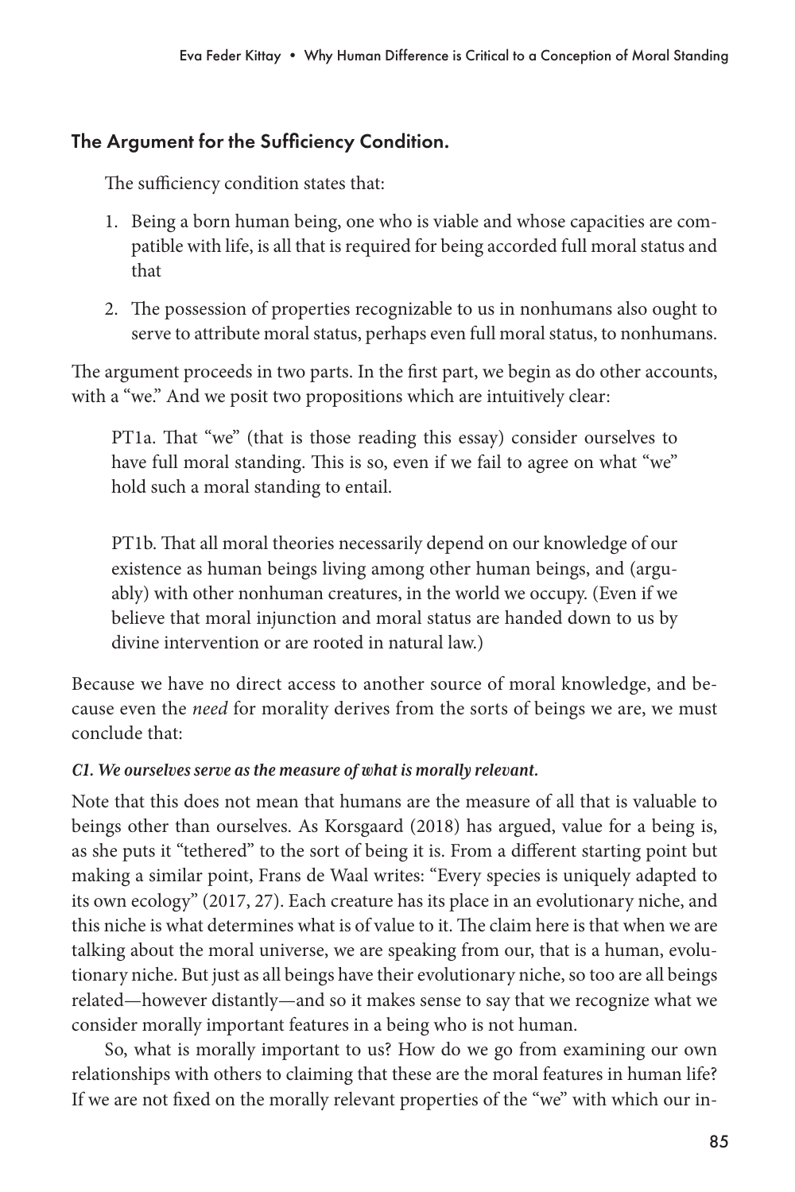### The Argument for the Sufficiency Condition.

The sufficiency condition states that:

1. Being a born human being, one who is viable and whose capacities are compatible with life, is all that is required for being accorded full moral status and that
2. The possession of properties recognizable to us in nonhumans also ought to serve to attribute moral status, perhaps even full moral status, to nonhumans.

The argument proceeds in two parts. In the first part, we begin as do other accounts, with a "we." And we posit two propositions which are intuitively clear:

> PT1a. That "we" (that is those reading this essay) consider ourselves to have full moral standing. This is so, even if we fail to agree on what "we" hold such a moral standing to entail.
>
> PT1b. That all moral theories necessarily depend on our knowledge of our existence as human beings living among other human beings, and (arguably) with other nonhuman creatures, in the world we occupy. (Even if we believe that moral injunction and moral status are handed down to us by divine intervention or are rooted in natural law.)

Because we have no direct access to another source of moral knowledge, and because even the *need* for morality derives from the sorts of beings we are, we must conclude that:

***C1. We ourselves serve as the measure of what is morally relevant.***

Note that this does not mean that humans are the measure of all that is valuable to beings other than ourselves. As Korsgaard (2018) has argued, value for a being is, as she puts it "tethered" to the sort of being it is. From a different starting point but making a similar point, Frans de Waal writes: "Every species is uniquely adapted to its own ecology" (2017, 27). Each creature has its place in an evolutionary niche, and this niche is what determines what is of value to it. The claim here is that when we are talking about the moral universe, we are speaking from our, that is a human, evolutionary niche. But just as all beings have their evolutionary niche, so too are all beings related—however distantly—and so it makes sense to say that we recognize what we consider morally important features in a being who is not human.

So, what is morally important to us? How do we go from examining our own relationships with others to claiming that these are the moral features in human life? If we are not fixed on the morally relevant properties of the "we" with which our in-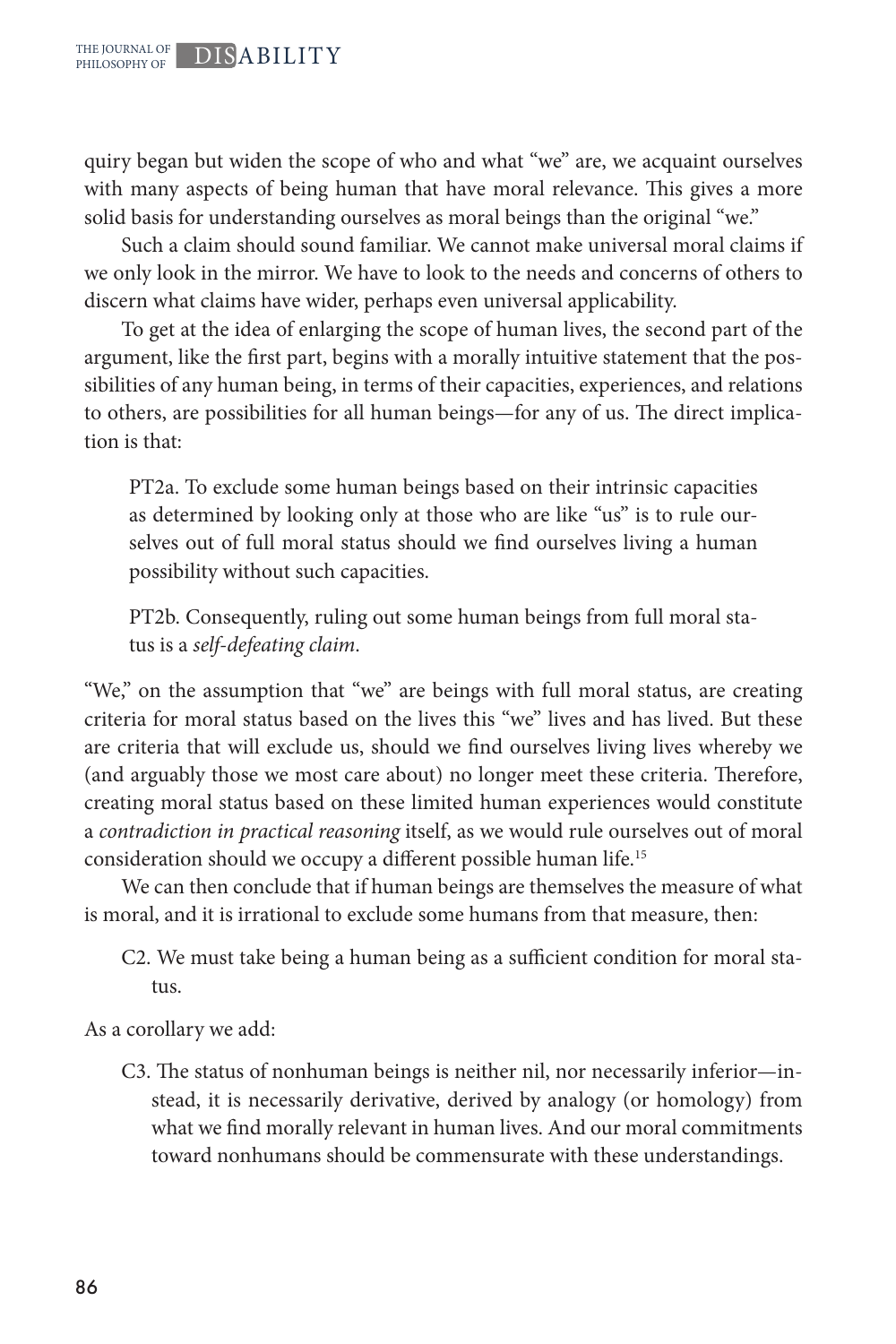quiry began but widen the scope of who and what "we" are, we acquaint ourselves with many aspects of being human that have moral relevance. This gives a more solid basis for understanding ourselves as moral beings than the original "we."

Such a claim should sound familiar. We cannot make universal moral claims if we only look in the mirror. We have to look to the needs and concerns of others to discern what claims have wider, perhaps even universal applicability.

To get at the idea of enlarging the scope of human lives, the second part of the argument, like the first part, begins with a morally intuitive statement that the possibilities of any human being, in terms of their capacities, experiences, and relations to others, are possibilities for all human beings—for any of us. The direct implication is that:

> PT2a. To exclude some human beings based on their intrinsic capacities as determined by looking only at those who are like "us" is to rule ourselves out of full moral status should we find ourselves living a human possibility without such capacities.
>
> PT2b. Consequently, ruling out some human beings from full moral status is a *self-defeating claim*.

"We," on the assumption that "we" are beings with full moral status, are creating criteria for moral status based on the lives this "we" lives and has lived. But these are criteria that will exclude us, should we find ourselves living lives whereby we (and arguably those we most care about) no longer meet these criteria. Therefore, creating moral status based on these limited human experiences would constitute a *contradiction in practical reasoning* itself, as we would rule ourselves out of moral consideration should we occupy a different possible human life.[15]

We can then conclude that if human beings are themselves the measure of what is moral, and it is irrational to exclude some humans from that measure, then:

> C2. We must take being a human being as a sufficient condition for moral status.

As a corollary we add:

> C3. The status of nonhuman beings is neither nil, nor necessarily inferior—instead, it is necessarily derivative, derived by analogy (or homology) from what we find morally relevant in human lives. And our moral commitments toward nonhumans should be commensurate with these understandings.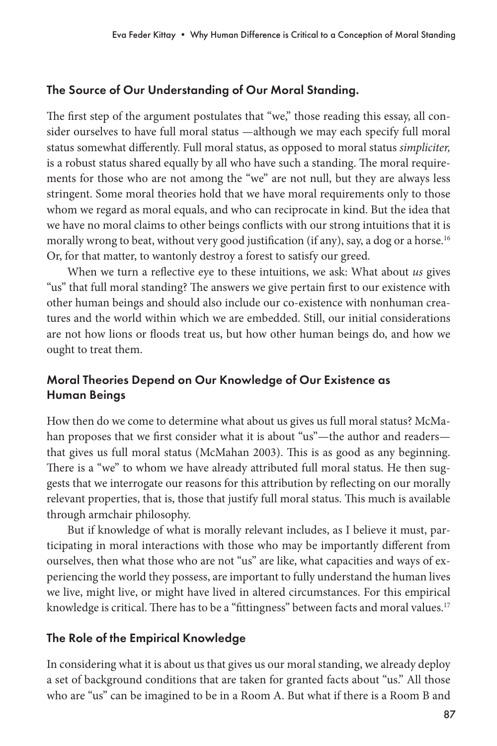## The Source of Our Understanding of Our Moral Standing.

The first step of the argument postulates that "we," those reading this essay, all consider ourselves to have full moral status —although we may each specify full moral status somewhat differently. Full moral status, as opposed to moral status *simpliciter,* is a robust status shared equally by all who have such a standing. The moral requirements for those who are not among the "we" are not null, but they are always less stringent. Some moral theories hold that we have moral requirements only to those whom we regard as moral equals, and who can reciprocate in kind. But the idea that we have no moral claims to other beings conflicts with our strong intuitions that it is morally wrong to beat, without very good justification (if any), say, a dog or a horse.[16] Or, for that matter, to wantonly destroy a forest to satisfy our greed.

When we turn a reflective eye to these intuitions, we ask: What about *us* gives "us" that full moral standing? The answers we give pertain first to our existence with other human beings and should also include our co-existence with nonhuman creatures and the world within which we are embedded. Still, our initial considerations are not how lions or floods treat us, but how other human beings do, and how we ought to treat them.

## Moral Theories Depend on Our Knowledge of Our Existence as Human Beings

How then do we come to determine what about us gives us full moral status? McMahan proposes that we first consider what it is about "us"—the author and readers—that gives us full moral status (McMahan 2003). This is as good as any beginning. There is a "we" to whom we have already attributed full moral status. He then suggests that we interrogate our reasons for this attribution by reflecting on our morally relevant properties, that is, those that justify full moral status. This much is available through armchair philosophy.

But if knowledge of what is morally relevant includes, as I believe it must, participating in moral interactions with those who may be importantly different from ourselves, then what those who are not "us" are like, what capacities and ways of experiencing the world they possess, are important to fully understand the human lives we live, might live, or might have lived in altered circumstances. For this empirical knowledge is critical. There has to be a "fittingness" between facts and moral values.[17]

## The Role of the Empirical Knowledge

In considering what it is about us that gives us our moral standing, we already deploy a set of background conditions that are taken for granted facts about "us." All those who are "us" can be imagined to be in a Room A. But what if there is a Room B and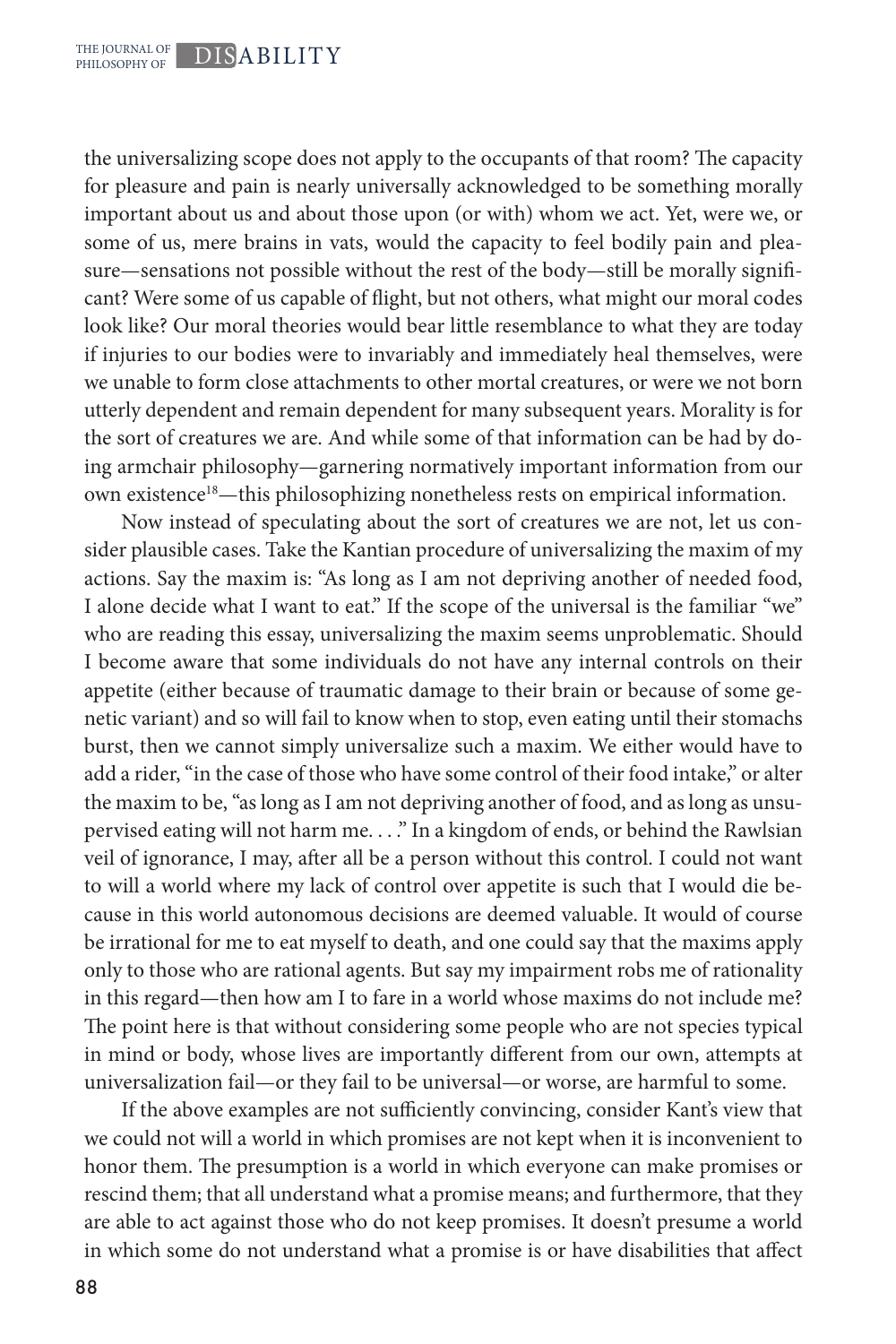the universalizing scope does not apply to the occupants of that room? The capacity for pleasure and pain is nearly universally acknowledged to be something morally important about us and about those upon (or with) whom we act. Yet, were we, or some of us, mere brains in vats, would the capacity to feel bodily pain and pleasure—sensations not possible without the rest of the body—still be morally significant? Were some of us capable of flight, but not others, what might our moral codes look like? Our moral theories would bear little resemblance to what they are today if injuries to our bodies were to invariably and immediately heal themselves, were we unable to form close attachments to other mortal creatures, or were we not born utterly dependent and remain dependent for many subsequent years. Morality is for the sort of creatures we are. And while some of that information can be had by doing armchair philosophy—garnering normatively important information from our own existence[18]—this philosophizing nonetheless rests on empirical information.

Now instead of speculating about the sort of creatures we are not, let us consider plausible cases. Take the Kantian procedure of universalizing the maxim of my actions. Say the maxim is: "As long as I am not depriving another of needed food, I alone decide what I want to eat." If the scope of the universal is the familiar "we" who are reading this essay, universalizing the maxim seems unproblematic. Should I become aware that some individuals do not have any internal controls on their appetite (either because of traumatic damage to their brain or because of some genetic variant) and so will fail to know when to stop, even eating until their stomachs burst, then we cannot simply universalize such a maxim. We either would have to add a rider, "in the case of those who have some control of their food intake," or alter the maxim to be, "as long as I am not depriving another of food, and as long as unsupervised eating will not harm me. . . ." In a kingdom of ends, or behind the Rawlsian veil of ignorance, I may, after all be a person without this control. I could not want to will a world where my lack of control over appetite is such that I would die because in this world autonomous decisions are deemed valuable. It would of course be irrational for me to eat myself to death, and one could say that the maxims apply only to those who are rational agents. But say my impairment robs me of rationality in this regard—then how am I to fare in a world whose maxims do not include me? The point here is that without considering some people who are not species typical in mind or body, whose lives are importantly different from our own, attempts at universalization fail—or they fail to be universal—or worse, are harmful to some.

If the above examples are not sufficiently convincing, consider Kant's view that we could not will a world in which promises are not kept when it is inconvenient to honor them. The presumption is a world in which everyone can make promises or rescind them; that all understand what a promise means; and furthermore, that they are able to act against those who do not keep promises. It doesn't presume a world in which some do not understand what a promise is or have disabilities that affect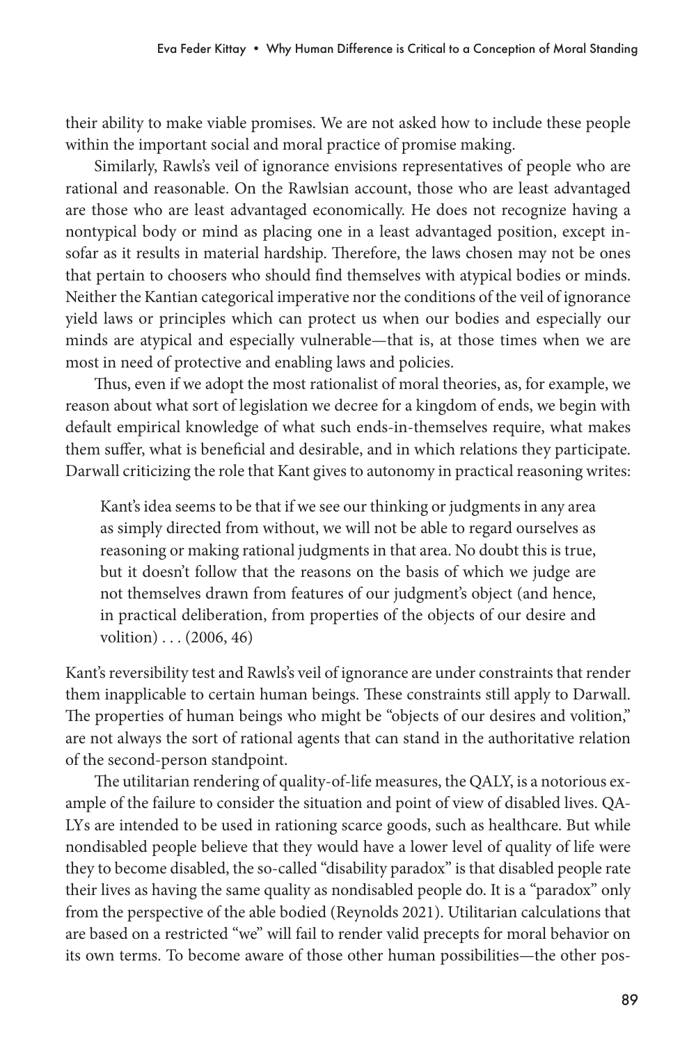their ability to make viable promises. We are not asked how to include these people within the important social and moral practice of promise making.

Similarly, Rawls's veil of ignorance envisions representatives of people who are rational and reasonable. On the Rawlsian account, those who are least advantaged are those who are least advantaged economically. He does not recognize having a nontypical body or mind as placing one in a least advantaged position, except insofar as it results in material hardship. Therefore, the laws chosen may not be ones that pertain to choosers who should find themselves with atypical bodies or minds. Neither the Kantian categorical imperative nor the conditions of the veil of ignorance yield laws or principles which can protect us when our bodies and especially our minds are atypical and especially vulnerable—that is, at those times when we are most in need of protective and enabling laws and policies.

Thus, even if we adopt the most rationalist of moral theories, as, for example, we reason about what sort of legislation we decree for a kingdom of ends, we begin with default empirical knowledge of what such ends-in-themselves require, what makes them suffer, what is beneficial and desirable, and in which relations they participate. Darwall criticizing the role that Kant gives to autonomy in practical reasoning writes:

> Kant's idea seems to be that if we see our thinking or judgments in any area as simply directed from without, we will not be able to regard ourselves as reasoning or making rational judgments in that area. No doubt this is true, but it doesn't follow that the reasons on the basis of which we judge are not themselves drawn from features of our judgment's object (and hence, in practical deliberation, from properties of the objects of our desire and volition) . . . (2006, 46)

Kant's reversibility test and Rawls's veil of ignorance are under constraints that render them inapplicable to certain human beings. These constraints still apply to Darwall. The properties of human beings who might be "objects of our desires and volition," are not always the sort of rational agents that can stand in the authoritative relation of the second-person standpoint.

The utilitarian rendering of quality-of-life measures, the QALY, is a notorious example of the failure to consider the situation and point of view of disabled lives. QALYs are intended to be used in rationing scarce goods, such as healthcare. But while nondisabled people believe that they would have a lower level of quality of life were they to become disabled, the so-called "disability paradox" is that disabled people rate their lives as having the same quality as nondisabled people do. It is a "paradox" only from the perspective of the able bodied (Reynolds 2021). Utilitarian calculations that are based on a restricted "we" will fail to render valid precepts for moral behavior on its own terms. To become aware of those other human possibilities—the other pos-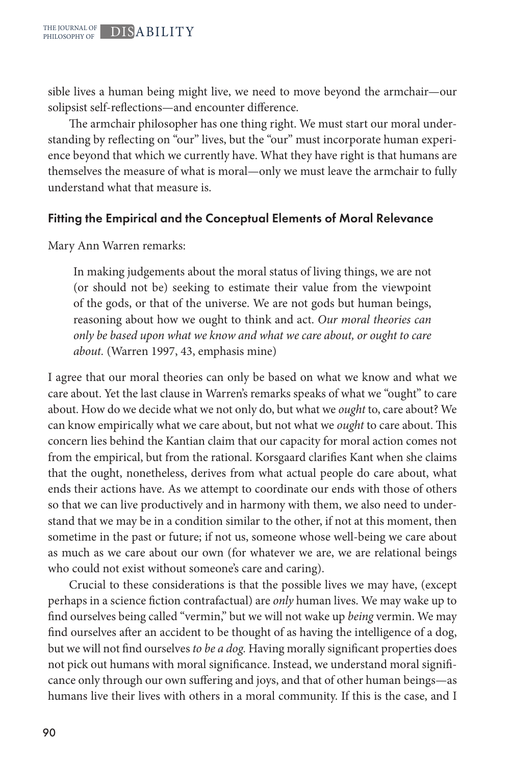sible lives a human being might live, we need to move beyond the armchair—our solipsist self-reflections—and encounter difference.

The armchair philosopher has one thing right. We must start our moral understanding by reflecting on "our" lives, but the "our" must incorporate human experience beyond that which we currently have. What they have right is that humans are themselves the measure of what is moral—only we must leave the armchair to fully understand what that measure is.

### Fitting the Empirical and the Conceptual Elements of Moral Relevance

Mary Ann Warren remarks:

> In making judgements about the moral status of living things, we are not (or should not be) seeking to estimate their value from the viewpoint of the gods, or that of the universe. We are not gods but human beings, reasoning about how we ought to think and act. *Our moral theories can only be based upon what we know and what we care about, or ought to care about.* (Warren 1997, 43, emphasis mine)

I agree that our moral theories can only be based on what we know and what we care about. Yet the last clause in Warren's remarks speaks of what we "ought" to care about. How do we decide what we not only do, but what we *ought* to, care about? We can know empirically what we care about, but not what we *ought* to care about. This concern lies behind the Kantian claim that our capacity for moral action comes not from the empirical, but from the rational. Korsgaard clarifies Kant when she claims that the ought, nonetheless, derives from what actual people do care about, what ends their actions have. As we attempt to coordinate our ends with those of others so that we can live productively and in harmony with them, we also need to understand that we may be in a condition similar to the other, if not at this moment, then sometime in the past or future; if not us, someone whose well-being we care about as much as we care about our own (for whatever we are, we are relational beings who could not exist without someone's care and caring).

Crucial to these considerations is that the possible lives we may have, (except perhaps in a science fiction contrafactual) are *only* human lives. We may wake up to find ourselves being called "vermin," but we will not wake up *being* vermin. We may find ourselves after an accident to be thought of as having the intelligence of a dog, but we will not find ourselves *to be a dog.* Having morally significant properties does not pick out humans with moral significance. Instead, we understand moral significance only through our own suffering and joys, and that of other human beings—as humans live their lives with others in a moral community. If this is the case, and I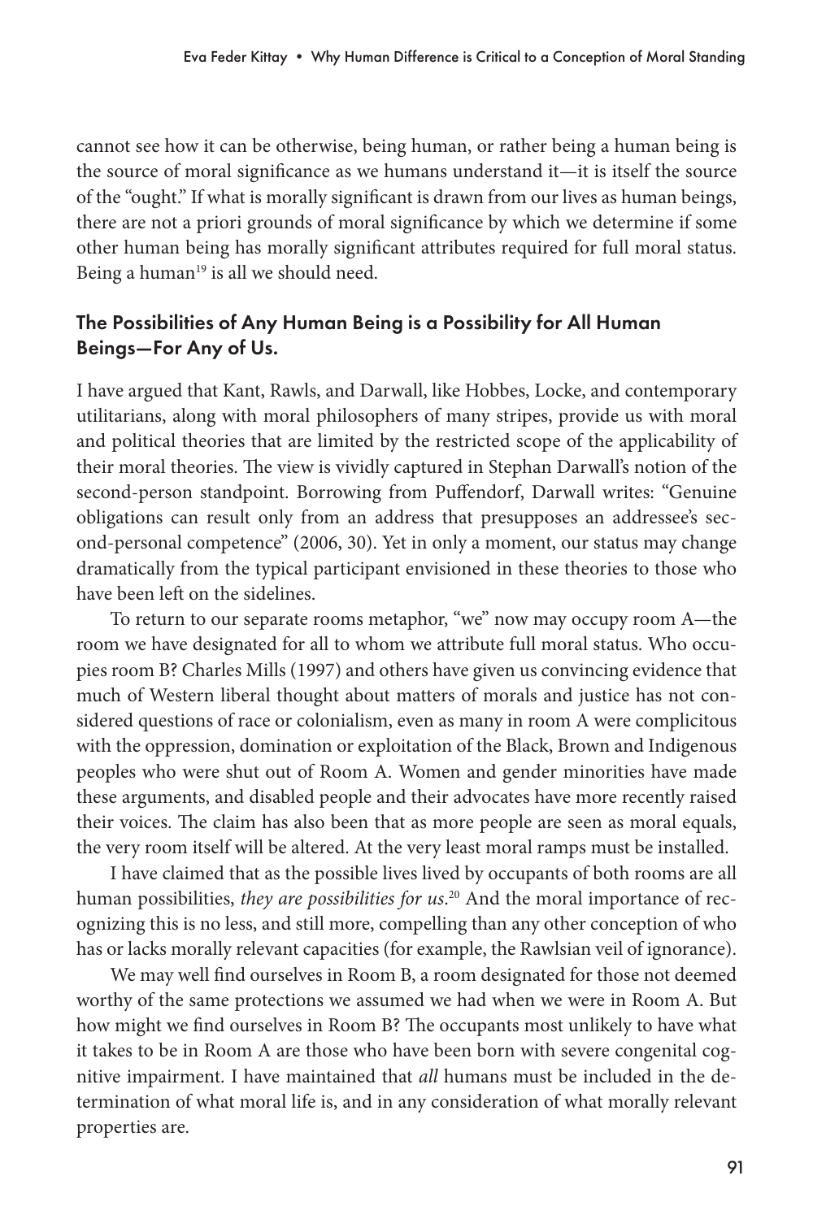cannot see how it can be otherwise, being human, or rather being a human being is the source of moral significance as we humans understand it—it is itself the source of the "ought." If what is morally significant is drawn from our lives as human beings, there are not a priori grounds of moral significance by which we determine if some other human being has morally significant attributes required for full moral status. Being a human[19] is all we should need.

## The Possibilities of Any Human Being is a Possibility for All Human Beings—For Any of Us.

I have argued that Kant, Rawls, and Darwall, like Hobbes, Locke, and contemporary utilitarians, along with moral philosophers of many stripes, provide us with moral and political theories that are limited by the restricted scope of the applicability of their moral theories. The view is vividly captured in Stephan Darwall's notion of the second-person standpoint. Borrowing from Puffendorf, Darwall writes: "Genuine obligations can result only from an address that presupposes an addressee's second-personal competence" (2006, 30). Yet in only a moment, our status may change dramatically from the typical participant envisioned in these theories to those who have been left on the sidelines.

To return to our separate rooms metaphor, "we" now may occupy room A—the room we have designated for all to whom we attribute full moral status. Who occupies room B? Charles Mills (1997) and others have given us convincing evidence that much of Western liberal thought about matters of morals and justice has not considered questions of race or colonialism, even as many in room A were complicitous with the oppression, domination or exploitation of the Black, Brown and Indigenous peoples who were shut out of Room A. Women and gender minorities have made these arguments, and disabled people and their advocates have more recently raised their voices. The claim has also been that as more people are seen as moral equals, the very room itself will be altered. At the very least moral ramps must be installed.

I have claimed that as the possible lives lived by occupants of both rooms are all human possibilities, *they are possibilities for us*.[20] And the moral importance of recognizing this is no less, and still more, compelling than any other conception of who has or lacks morally relevant capacities (for example, the Rawlsian veil of ignorance).

We may well find ourselves in Room B, a room designated for those not deemed worthy of the same protections we assumed we had when we were in Room A. But how might we find ourselves in Room B? The occupants most unlikely to have what it takes to be in Room A are those who have been born with severe congenital cognitive impairment. I have maintained that *all* humans must be included in the determination of what moral life is, and in any consideration of what morally relevant properties are.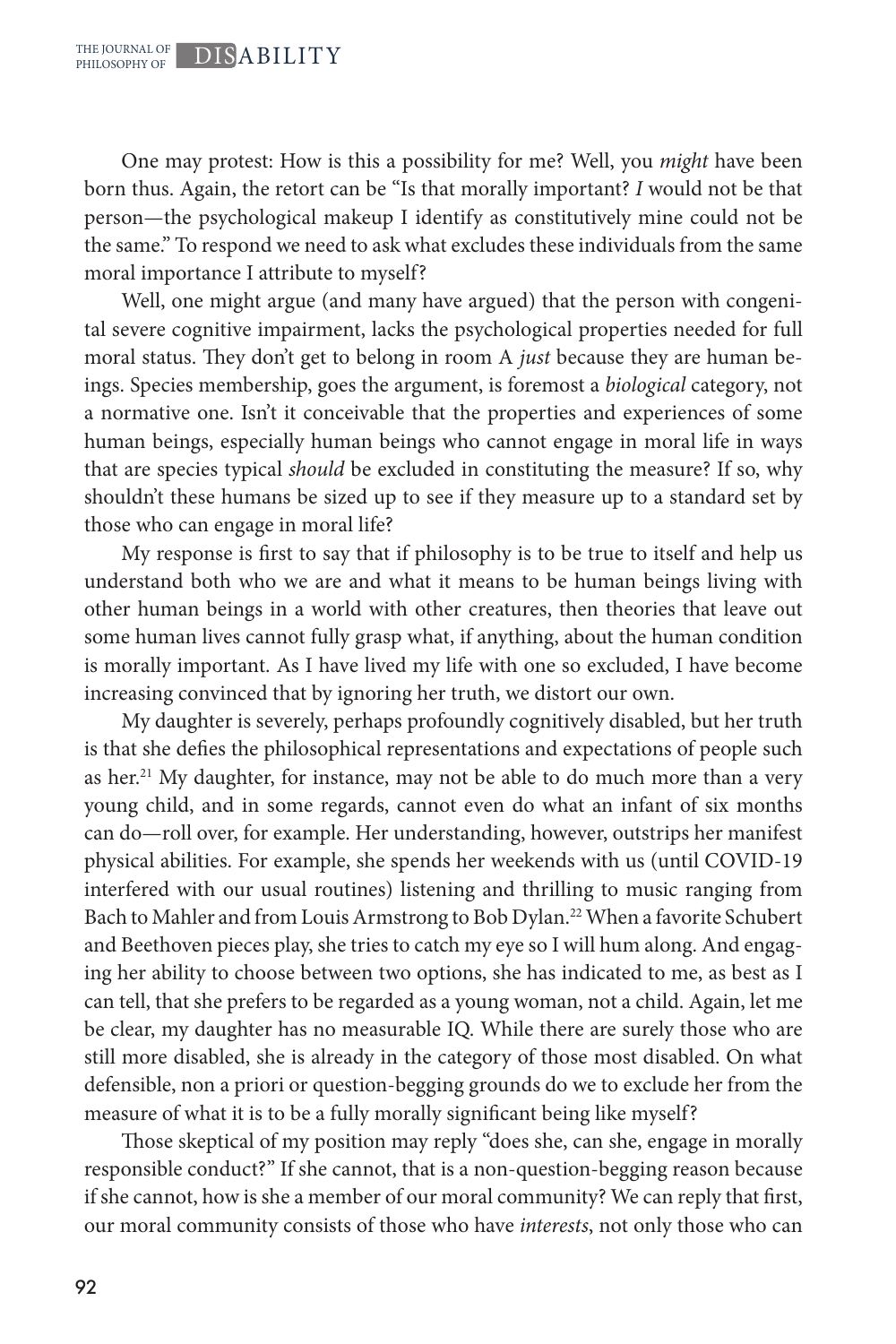One may protest: How is this a possibility for me? Well, you *might* have been born thus. Again, the retort can be "Is that morally important? *I* would not be that person—the psychological makeup I identify as constitutively mine could not be the same." To respond we need to ask what excludes these individuals from the same moral importance I attribute to myself?

Well, one might argue (and many have argued) that the person with congenital severe cognitive impairment, lacks the psychological properties needed for full moral status. They don't get to belong in room A *just* because they are human beings. Species membership, goes the argument, is foremost a *biological* category, not a normative one. Isn't it conceivable that the properties and experiences of some human beings, especially human beings who cannot engage in moral life in ways that are species typical *should* be excluded in constituting the measure? If so, why shouldn't these humans be sized up to see if they measure up to a standard set by those who can engage in moral life?

My response is first to say that if philosophy is to be true to itself and help us understand both who we are and what it means to be human beings living with other human beings in a world with other creatures, then theories that leave out some human lives cannot fully grasp what, if anything, about the human condition is morally important. As I have lived my life with one so excluded, I have become increasing convinced that by ignoring her truth, we distort our own.

My daughter is severely, perhaps profoundly cognitively disabled, but her truth is that she defies the philosophical representations and expectations of people such as her.[21] My daughter, for instance, may not be able to do much more than a very young child, and in some regards, cannot even do what an infant of six months can do—roll over, for example. Her understanding, however, outstrips her manifest physical abilities. For example, she spends her weekends with us (until COVID-19 interfered with our usual routines) listening and thrilling to music ranging from Bach to Mahler and from Louis Armstrong to Bob Dylan.[22] When a favorite Schubert and Beethoven pieces play, she tries to catch my eye so I will hum along. And engaging her ability to choose between two options, she has indicated to me, as best as I can tell, that she prefers to be regarded as a young woman, not a child. Again, let me be clear, my daughter has no measurable IQ. While there are surely those who are still more disabled, she is already in the category of those most disabled. On what defensible, non a priori or question-begging grounds do we to exclude her from the measure of what it is to be a fully morally significant being like myself?

Those skeptical of my position may reply "does she, can she, engage in morally responsible conduct?" If she cannot, that is a non-question-begging reason because if she cannot, how is she a member of our moral community? We can reply that first, our moral community consists of those who have *interests*, not only those who can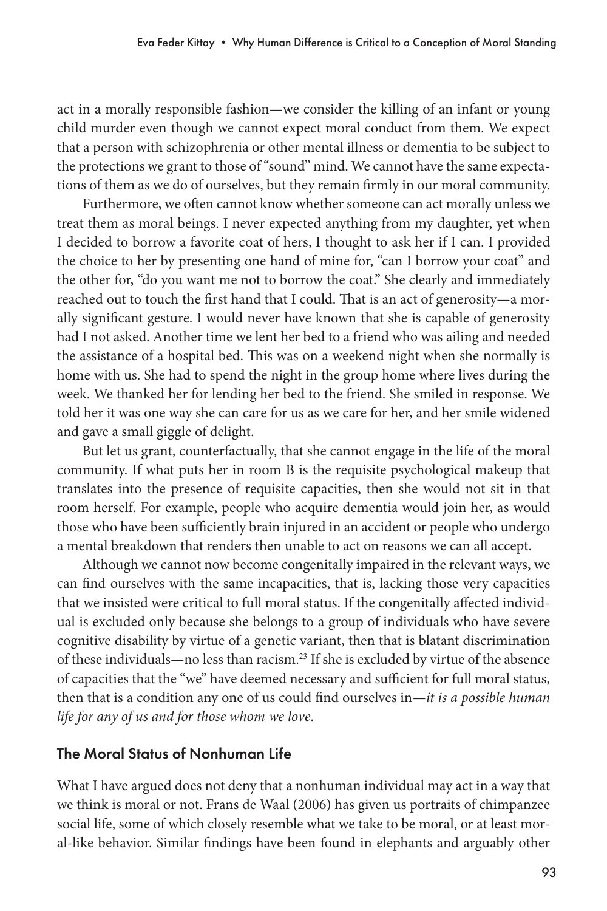act in a morally responsible fashion—we consider the killing of an infant or young child murder even though we cannot expect moral conduct from them. We expect that a person with schizophrenia or other mental illness or dementia to be subject to the protections we grant to those of "sound" mind. We cannot have the same expectations of them as we do of ourselves, but they remain firmly in our moral community.

Furthermore, we often cannot know whether someone can act morally unless we treat them as moral beings. I never expected anything from my daughter, yet when I decided to borrow a favorite coat of hers, I thought to ask her if I can. I provided the choice to her by presenting one hand of mine for, "can I borrow your coat" and the other for, "do you want me not to borrow the coat." She clearly and immediately reached out to touch the first hand that I could. That is an act of generosity—a morally significant gesture. I would never have known that she is capable of generosity had I not asked. Another time we lent her bed to a friend who was ailing and needed the assistance of a hospital bed. This was on a weekend night when she normally is home with us. She had to spend the night in the group home where lives during the week. We thanked her for lending her bed to the friend. She smiled in response. We told her it was one way she can care for us as we care for her, and her smile widened and gave a small giggle of delight.

But let us grant, counterfactually, that she cannot engage in the life of the moral community. If what puts her in room B is the requisite psychological makeup that translates into the presence of requisite capacities, then she would not sit in that room herself. For example, people who acquire dementia would join her, as would those who have been sufficiently brain injured in an accident or people who undergo a mental breakdown that renders then unable to act on reasons we can all accept.

Although we cannot now become congenitally impaired in the relevant ways, we can find ourselves with the same incapacities, that is, lacking those very capacities that we insisted were critical to full moral status. If the congenitally affected individual is excluded only because she belongs to a group of individuals who have severe cognitive disability by virtue of a genetic variant, then that is blatant discrimination of these individuals—no less than racism.[23] If she is excluded by virtue of the absence of capacities that the "we" have deemed necessary and sufficient for full moral status, then that is a condition any one of us could find ourselves in—*it is a possible human life for any of us and for those whom we love*.

## The Moral Status of Nonhuman Life

What I have argued does not deny that a nonhuman individual may act in a way that we think is moral or not. Frans de Waal (2006) has given us portraits of chimpanzee social life, some of which closely resemble what we take to be moral, or at least moral-like behavior. Similar findings have been found in elephants and arguably other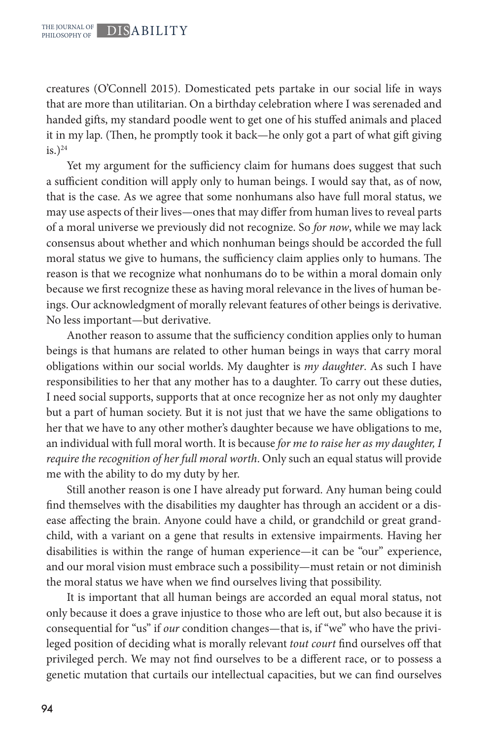creatures (O'Connell 2015). Domesticated pets partake in our social life in ways that are more than utilitarian. On a birthday celebration where I was serenaded and handed gifts, my standard poodle went to get one of his stuffed animals and placed it in my lap. (Then, he promptly took it back—he only got a part of what gift giving is.)[24]

Yet my argument for the sufficiency claim for humans does suggest that such a sufficient condition will apply only to human beings. I would say that, as of now, that is the case. As we agree that some nonhumans also have full moral status, we may use aspects of their lives—ones that may differ from human lives to reveal parts of a moral universe we previously did not recognize. So *for now*, while we may lack consensus about whether and which nonhuman beings should be accorded the full moral status we give to humans, the sufficiency claim applies only to humans. The reason is that we recognize what nonhumans do to be within a moral domain only because we first recognize these as having moral relevance in the lives of human beings. Our acknowledgment of morally relevant features of other beings is derivative. No less important—but derivative.

Another reason to assume that the sufficiency condition applies only to human beings is that humans are related to other human beings in ways that carry moral obligations within our social worlds. My daughter is *my daughter*. As such I have responsibilities to her that any mother has to a daughter. To carry out these duties, I need social supports, supports that at once recognize her as not only my daughter but a part of human society. But it is not just that we have the same obligations to her that we have to any other mother's daughter because we have obligations to me, an individual with full moral worth. It is because *for me to raise her as my daughter, I require the recognition of her full moral worth*. Only such an equal status will provide me with the ability to do my duty by her.

Still another reason is one I have already put forward. Any human being could find themselves with the disabilities my daughter has through an accident or a disease affecting the brain. Anyone could have a child, or grandchild or great grandchild, with a variant on a gene that results in extensive impairments. Having her disabilities is within the range of human experience—it can be "our" experience, and our moral vision must embrace such a possibility—must retain or not diminish the moral status we have when we find ourselves living that possibility.

It is important that all human beings are accorded an equal moral status, not only because it does a grave injustice to those who are left out, but also because it is consequential for "us" if *our* condition changes—that is, if "we" who have the privileged position of deciding what is morally relevant *tout court* find ourselves off that privileged perch. We may not find ourselves to be a different race, or to possess a genetic mutation that curtails our intellectual capacities, but we can find ourselves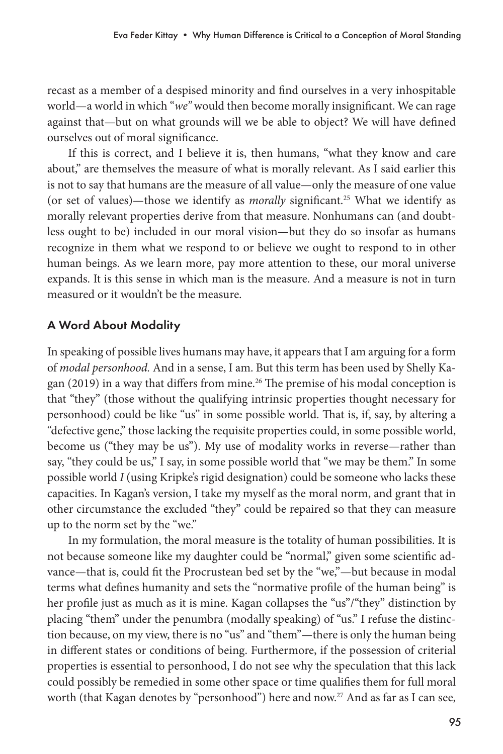recast as a member of a despised minority and find ourselves in a very inhospitable world—a world in which "*we*" would then become morally insignificant. We can rage against that—but on what grounds will we be able to object? We will have defined ourselves out of moral significance.

If this is correct, and I believe it is, then humans, "what they know and care about," are themselves the measure of what is morally relevant. As I said earlier this is not to say that humans are the measure of all value—only the measure of one value (or set of values)—those we identify as *morally* significant.[25] What we identify as morally relevant properties derive from that measure. Nonhumans can (and doubtless ought to be) included in our moral vision—but they do so insofar as humans recognize in them what we respond to or believe we ought to respond to in other human beings. As we learn more, pay more attention to these, our moral universe expands. It is this sense in which man is the measure. And a measure is not in turn measured or it wouldn't be the measure.

## A Word About Modality

In speaking of possible lives humans may have, it appears that I am arguing for a form of *modal personhood.* And in a sense, I am. But this term has been used by Shelly Kagan (2019) in a way that differs from mine.[26] The premise of his modal conception is that "they" (those without the qualifying intrinsic properties thought necessary for personhood) could be like "us" in some possible world. That is, if, say, by altering a "defective gene," those lacking the requisite properties could, in some possible world, become us ("they may be us"). My use of modality works in reverse—rather than say, "they could be us," I say, in some possible world that "we may be them." In some possible world *I* (using Kripke's rigid designation) could be someone who lacks these capacities. In Kagan's version, I take my myself as the moral norm, and grant that in other circumstance the excluded "they" could be repaired so that they can measure up to the norm set by the "we."

In my formulation, the moral measure is the totality of human possibilities. It is not because someone like my daughter could be "normal," given some scientific advance—that is, could fit the Procrustean bed set by the "we,"—but because in modal terms what defines humanity and sets the "normative profile of the human being" is her profile just as much as it is mine. Kagan collapses the "us"/"they" distinction by placing "them" under the penumbra (modally speaking) of "us." I refuse the distinction because, on my view, there is no "us" and "them"—there is only the human being in different states or conditions of being. Furthermore, if the possession of criterial properties is essential to personhood, I do not see why the speculation that this lack could possibly be remedied in some other space or time qualifies them for full moral worth (that Kagan denotes by "personhood") here and now.[27] And as far as I can see,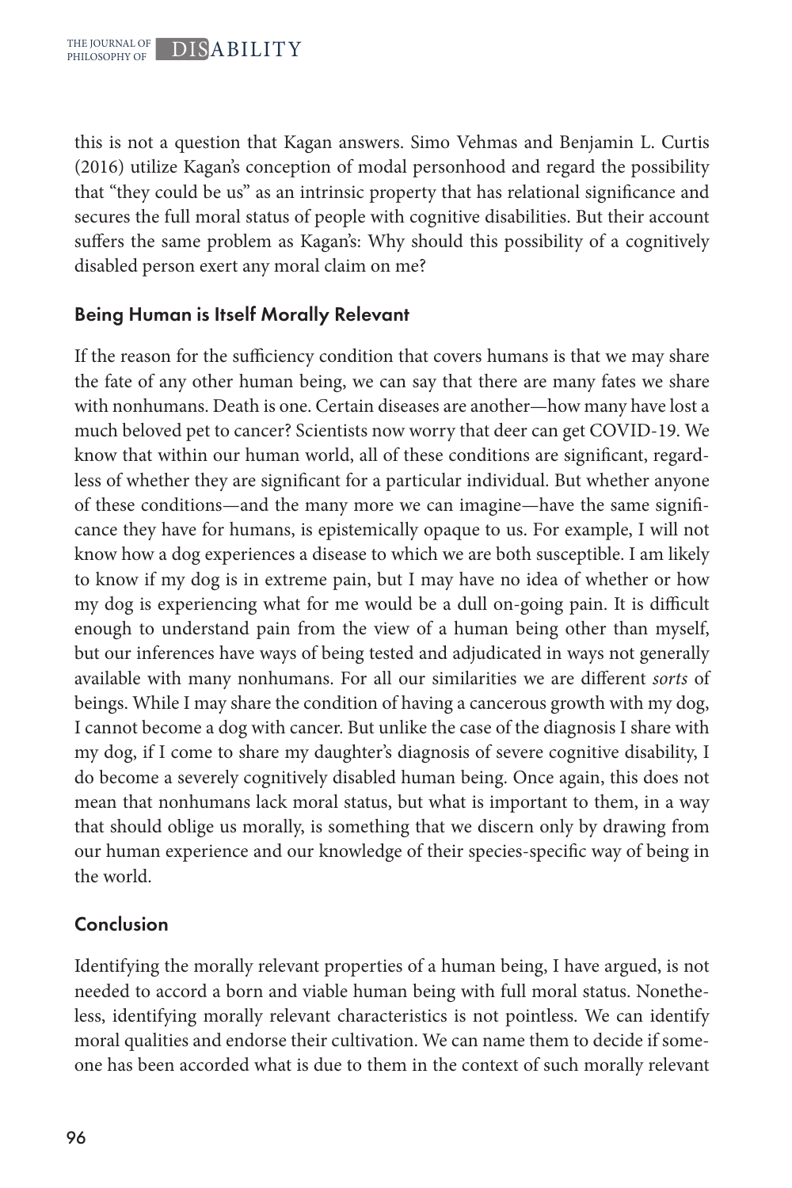this is not a question that Kagan answers. Simo Vehmas and Benjamin L. Curtis (2016) utilize Kagan's conception of modal personhood and regard the possibility that "they could be us" as an intrinsic property that has relational significance and secures the full moral status of people with cognitive disabilities. But their account suffers the same problem as Kagan's: Why should this possibility of a cognitively disabled person exert any moral claim on me?

## Being Human is Itself Morally Relevant

If the reason for the sufficiency condition that covers humans is that we may share the fate of any other human being, we can say that there are many fates we share with nonhumans. Death is one. Certain diseases are another—how many have lost a much beloved pet to cancer? Scientists now worry that deer can get COVID-19. We know that within our human world, all of these conditions are significant, regardless of whether they are significant for a particular individual. But whether anyone of these conditions—and the many more we can imagine—have the same significance they have for humans, is epistemically opaque to us. For example, I will not know how a dog experiences a disease to which we are both susceptible. I am likely to know if my dog is in extreme pain, but I may have no idea of whether or how my dog is experiencing what for me would be a dull on-going pain. It is difficult enough to understand pain from the view of a human being other than myself, but our inferences have ways of being tested and adjudicated in ways not generally available with many nonhumans. For all our similarities we are different *sorts* of beings. While I may share the condition of having a cancerous growth with my dog, I cannot become a dog with cancer. But unlike the case of the diagnosis I share with my dog, if I come to share my daughter's diagnosis of severe cognitive disability, I do become a severely cognitively disabled human being. Once again, this does not mean that nonhumans lack moral status, but what is important to them, in a way that should oblige us morally, is something that we discern only by drawing from our human experience and our knowledge of their species-specific way of being in the world.

## Conclusion

Identifying the morally relevant properties of a human being, I have argued, is not needed to accord a born and viable human being with full moral status. Nonetheless, identifying morally relevant characteristics is not pointless. We can identify moral qualities and endorse their cultivation. We can name them to decide if someone has been accorded what is due to them in the context of such morally relevant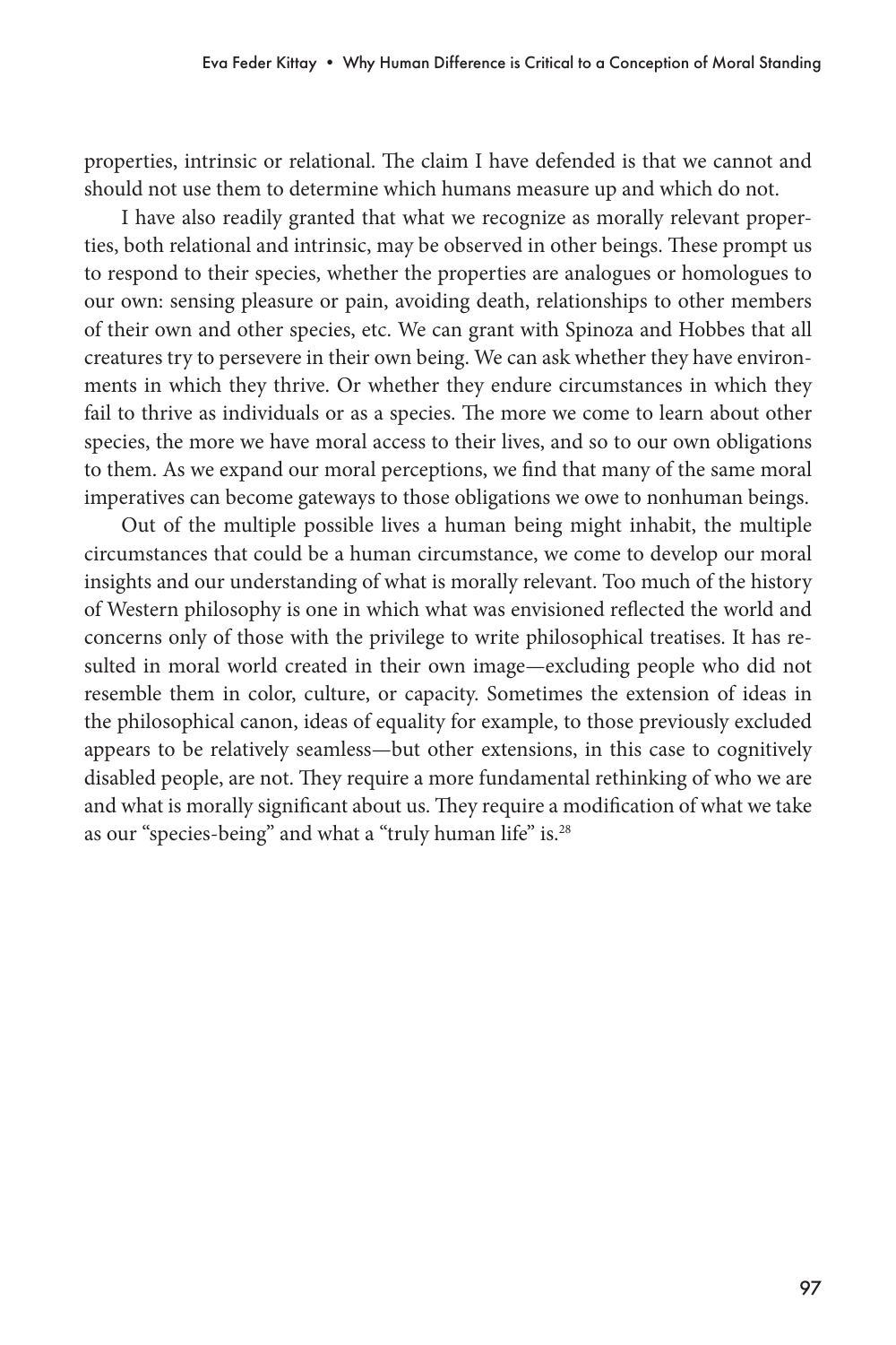properties, intrinsic or relational. The claim I have defended is that we cannot and should not use them to determine which humans measure up and which do not.

I have also readily granted that what we recognize as morally relevant properties, both relational and intrinsic, may be observed in other beings. These prompt us to respond to their species, whether the properties are analogues or homologues to our own: sensing pleasure or pain, avoiding death, relationships to other members of their own and other species, etc. We can grant with Spinoza and Hobbes that all creatures try to persevere in their own being. We can ask whether they have environments in which they thrive. Or whether they endure circumstances in which they fail to thrive as individuals or as a species. The more we come to learn about other species, the more we have moral access to their lives, and so to our own obligations to them. As we expand our moral perceptions, we find that many of the same moral imperatives can become gateways to those obligations we owe to nonhuman beings.

Out of the multiple possible lives a human being might inhabit, the multiple circumstances that could be a human circumstance, we come to develop our moral insights and our understanding of what is morally relevant. Too much of the history of Western philosophy is one in which what was envisioned reflected the world and concerns only of those with the privilege to write philosophical treatises. It has resulted in moral world created in their own image—excluding people who did not resemble them in color, culture, or capacity. Sometimes the extension of ideas in the philosophical canon, ideas of equality for example, to those previously excluded appears to be relatively seamless—but other extensions, in this case to cognitively disabled people, are not. They require a more fundamental rethinking of who we are and what is morally significant about us. They require a modification of what we take as our "species-being" and what a "truly human life" is.[28]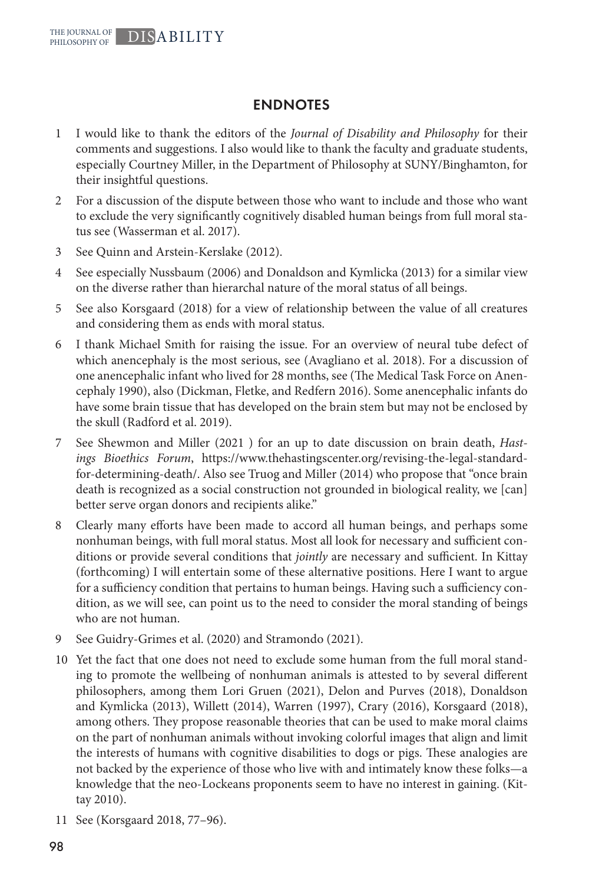## ENDNOTES

1 I would like to thank the editors of the *Journal of Disability and Philosophy* for their comments and suggestions. I also would like to thank the faculty and graduate students, especially Courtney Miller, in the Department of Philosophy at SUNY/Binghamton, for their insightful questions.

2 For a discussion of the dispute between those who want to include and those who want to exclude the very significantly cognitively disabled human beings from full moral status see (Wasserman et al. 2017).

3 See Quinn and Arstein-Kerslake (2012).

4 See especially Nussbaum (2006) and Donaldson and Kymlicka (2013) for a similar view on the diverse rather than hierarchal nature of the moral status of all beings.

5 See also Korsgaard (2018) for a view of relationship between the value of all creatures and considering them as ends with moral status.

6 I thank Michael Smith for raising the issue. For an overview of neural tube defect of which anencephaly is the most serious, see (Avagliano et al. 2018). For a discussion of one anencephalic infant who lived for 28 months, see (The Medical Task Force on Anencephaly 1990), also (Dickman, Fletke, and Redfern 2016). Some anencephalic infants do have some brain tissue that has developed on the brain stem but may not be enclosed by the skull (Radford et al. 2019).

7 See Shewmon and Miller (2021 ) for an up to date discussion on brain death, *Hastings Bioethics Forum*, https://www.thehastingscenter.org/revising-the-legal-standard-for-determining-death/. Also see Truog and Miller (2014) who propose that "once brain death is recognized as a social construction not grounded in biological reality, we [can] better serve organ donors and recipients alike."

8 Clearly many efforts have been made to accord all human beings, and perhaps some nonhuman beings, with full moral status. Most all look for necessary and sufficient conditions or provide several conditions that *jointly* are necessary and sufficient. In Kittay (forthcoming) I will entertain some of these alternative positions. Here I want to argue for a sufficiency condition that pertains to human beings. Having such a sufficiency condition, as we will see, can point us to the need to consider the moral standing of beings who are not human.

9 See Guidry-Grimes et al. (2020) and Stramondo (2021).

10 Yet the fact that one does not need to exclude some human from the full moral standing to promote the wellbeing of nonhuman animals is attested to by several different philosophers, among them Lori Gruen (2021), Delon and Purves (2018), Donaldson and Kymlicka (2013), Willett (2014), Warren (1997), Crary (2016), Korsgaard (2018), among others. They propose reasonable theories that can be used to make moral claims on the part of nonhuman animals without invoking colorful images that align and limit the interests of humans with cognitive disabilities to dogs or pigs. These analogies are not backed by the experience of those who live with and intimately know these folks—a knowledge that the neo-Lockeans proponents seem to have no interest in gaining. (Kittay 2010).

11 See (Korsgaard 2018, 77–96).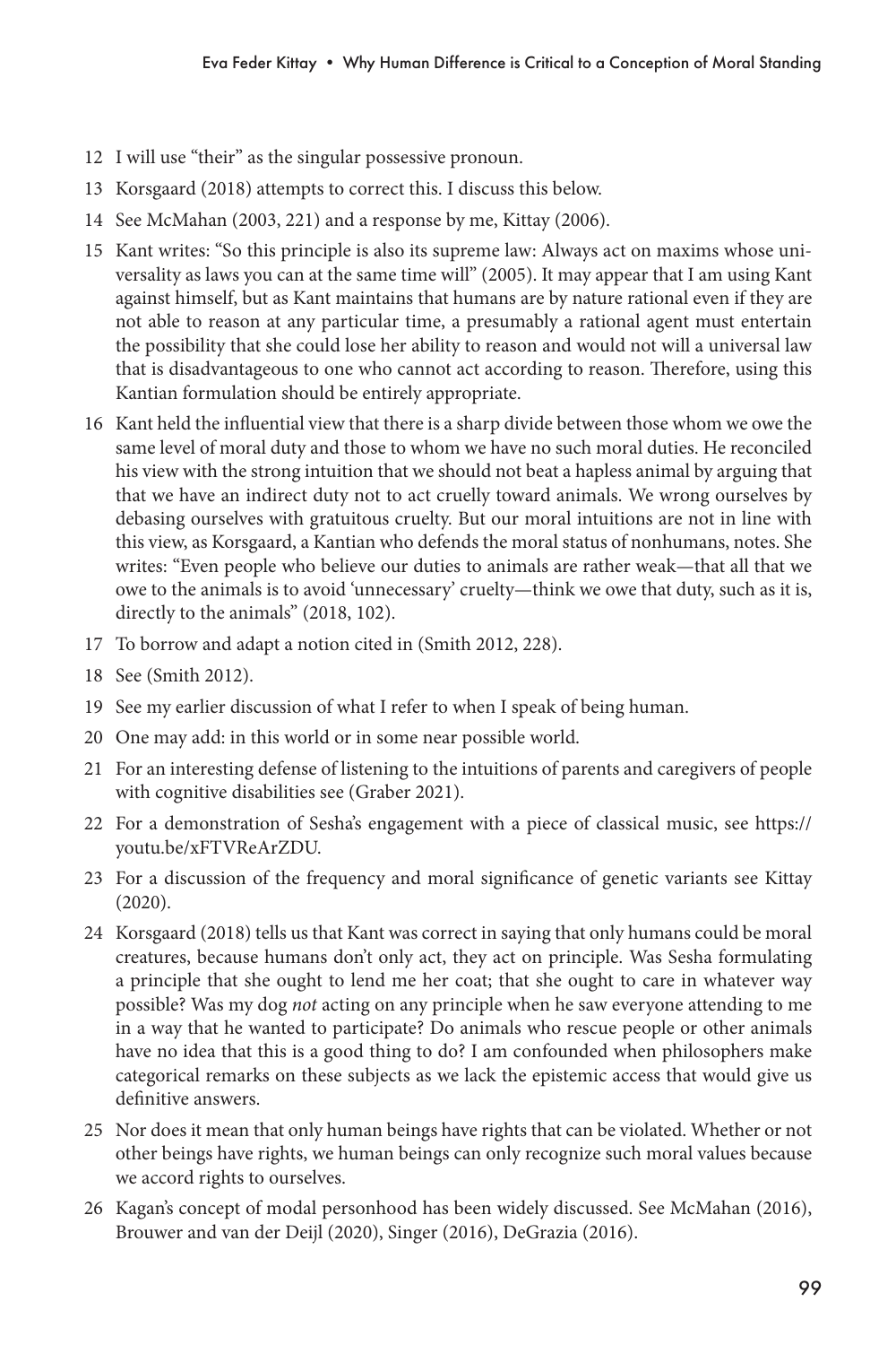12 I will use "their" as the singular possessive pronoun.

13 Korsgaard (2018) attempts to correct this. I discuss this below.

14 See McMahan (2003, 221) and a response by me, Kittay (2006).

15 Kant writes: "So this principle is also its supreme law: Always act on maxims whose universality as laws you can at the same time will" (2005). It may appear that I am using Kant against himself, but as Kant maintains that humans are by nature rational even if they are not able to reason at any particular time, a presumably a rational agent must entertain the possibility that she could lose her ability to reason and would not will a universal law that is disadvantageous to one who cannot act according to reason. Therefore, using this Kantian formulation should be entirely appropriate.

16 Kant held the influential view that there is a sharp divide between those whom we owe the same level of moral duty and those to whom we have no such moral duties. He reconciled his view with the strong intuition that we should not beat a hapless animal by arguing that that we have an indirect duty not to act cruelly toward animals. We wrong ourselves by debasing ourselves with gratuitous cruelty. But our moral intuitions are not in line with this view, as Korsgaard, a Kantian who defends the moral status of nonhumans, notes. She writes: "Even people who believe our duties to animals are rather weak—that all that we owe to the animals is to avoid 'unnecessary' cruelty—think we owe that duty, such as it is, directly to the animals" (2018, 102).

17 To borrow and adapt a notion cited in (Smith 2012, 228).

18 See (Smith 2012).

19 See my earlier discussion of what I refer to when I speak of being human.

20 One may add: in this world or in some near possible world.

21 For an interesting defense of listening to the intuitions of parents and caregivers of people with cognitive disabilities see (Graber 2021).

22 For a demonstration of Sesha's engagement with a piece of classical music, see https://youtu.be/xFTVReArZDU.

23 For a discussion of the frequency and moral significance of genetic variants see Kittay (2020).

24 Korsgaard (2018) tells us that Kant was correct in saying that only humans could be moral creatures, because humans don't only act, they act on principle. Was Sesha formulating a principle that she ought to lend me her coat; that she ought to care in whatever way possible? Was my dog *not* acting on any principle when he saw everyone attending to me in a way that he wanted to participate? Do animals who rescue people or other animals have no idea that this is a good thing to do? I am confounded when philosophers make categorical remarks on these subjects as we lack the epistemic access that would give us definitive answers.

25 Nor does it mean that only human beings have rights that can be violated. Whether or not other beings have rights, we human beings can only recognize such moral values because we accord rights to ourselves.

26 Kagan's concept of modal personhood has been widely discussed. See McMahan (2016), Brouwer and van der Deijl (2020), Singer (2016), DeGrazia (2016).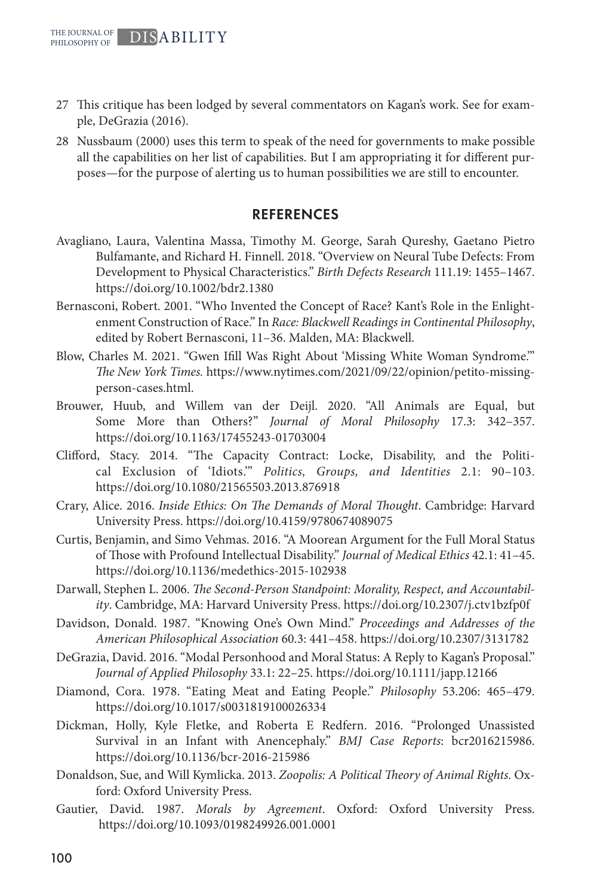27 This critique has been lodged by several commentators on Kagan's work. See for example, DeGrazia (2016).

28 Nussbaum (2000) uses this term to speak of the need for governments to make possible all the capabilities on her list of capabilities. But I am appropriating it for different purposes—for the purpose of alerting us to human possibilities we are still to encounter.

## REFERENCES

Avagliano, Laura, Valentina Massa, Timothy M. George, Sarah Qureshy, Gaetano Pietro Bulfamante, and Richard H. Finnell. 2018. "Overview on Neural Tube Defects: From Development to Physical Characteristics." *Birth Defects Research* 111.19: 1455–1467. https://doi.org/10.1002/bdr2.1380

Bernasconi, Robert. 2001. "Who Invented the Concept of Race? Kant's Role in the Enlightenment Construction of Race." In *Race: Blackwell Readings in Continental Philosophy*, edited by Robert Bernasconi, 11–36. Malden, MA: Blackwell.

Blow, Charles M. 2021. "Gwen Ifill Was Right About 'Missing White Woman Syndrome.'" *The New York Times*. https://www.nytimes.com/2021/09/22/opinion/petito-missing-person-cases.html.

Brouwer, Huub, and Willem van der Deijl. 2020. "All Animals are Equal, but Some More than Others?" *Journal of Moral Philosophy* 17.3: 342–357. https://doi.org/10.1163/17455243-01703004

Clifford, Stacy. 2014. "The Capacity Contract: Locke, Disability, and the Political Exclusion of 'Idiots.'" *Politics, Groups, and Identities* 2.1: 90–103. https://doi.org/10.1080/21565503.2013.876918

Crary, Alice. 2016. *Inside Ethics: On The Demands of Moral Thought*. Cambridge: Harvard University Press. https://doi.org/10.4159/9780674089075

Curtis, Benjamin, and Simo Vehmas. 2016. "A Moorean Argument for the Full Moral Status of Those with Profound Intellectual Disability." *Journal of Medical Ethics* 42.1: 41–45. https://doi.org/10.1136/medethics-2015-102938

Darwall, Stephen L. 2006. *The Second-Person Standpoint: Morality, Respect, and Accountability*. Cambridge, MA: Harvard University Press. https://doi.org/10.2307/j.ctv1bzfp0f

Davidson, Donald. 1987. "Knowing One's Own Mind." *Proceedings and Addresses of the American Philosophical Association* 60.3: 441–458. https://doi.org/10.2307/3131782

DeGrazia, David. 2016. "Modal Personhood and Moral Status: A Reply to Kagan's Proposal." *Journal of Applied Philosophy* 33.1: 22–25. https://doi.org/10.1111/japp.12166

Diamond, Cora. 1978. "Eating Meat and Eating People." *Philosophy* 53.206: 465–479. https://doi.org/10.1017/s0031819100026334

Dickman, Holly, Kyle Fletke, and Roberta E Redfern. 2016. "Prolonged Unassisted Survival in an Infant with Anencephaly." *BMJ Case Reports*: bcr2016215986. https://doi.org/10.1136/bcr-2016-215986

Donaldson, Sue, and Will Kymlicka. 2013. *Zoopolis: A Political Theory of Animal Rights*. Oxford: Oxford University Press.

Gautier, David. 1987. *Morals by Agreement*. Oxford: Oxford University Press. https://doi.org/10.1093/0198249926.001.0001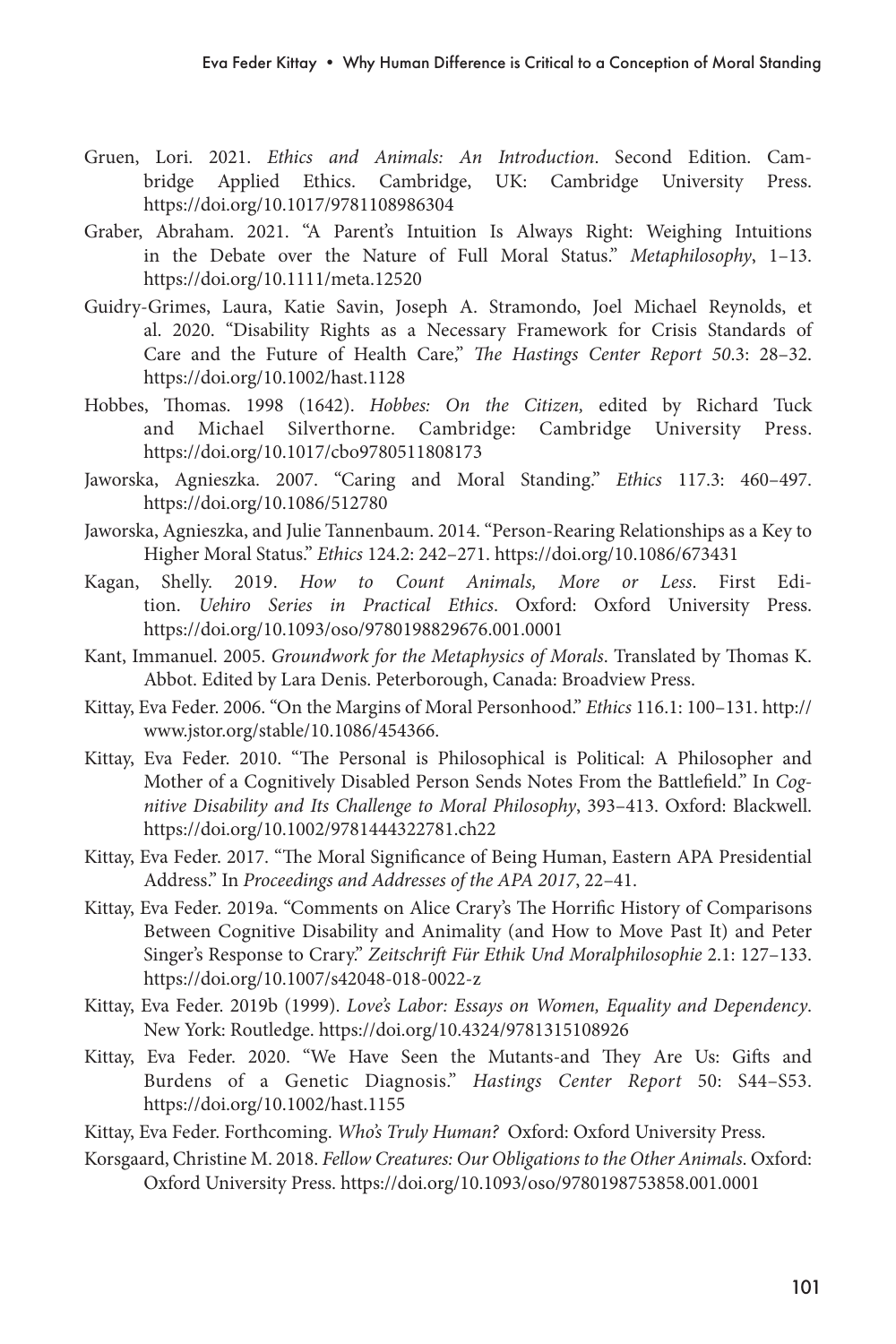Gruen, Lori. 2021. *Ethics and Animals: An Introduction*. Second Edition. Cambridge Applied Ethics. Cambridge, UK: Cambridge University Press. https://doi.org/10.1017/9781108986304

Graber, Abraham. 2021. "A Parent's Intuition Is Always Right: Weighing Intuitions in the Debate over the Nature of Full Moral Status." *Metaphilosophy*, 1–13. https://doi.org/10.1111/meta.12520

Guidry-Grimes, Laura, Katie Savin, Joseph A. Stramondo, Joel Michael Reynolds, et al. 2020. "Disability Rights as a Necessary Framework for Crisis Standards of Care and the Future of Health Care," *The Hastings Center Report 50*.3: 28–32. https://doi.org/10.1002/hast.1128

Hobbes, Thomas. 1998 (1642). *Hobbes: On the Citizen,* edited by Richard Tuck and Michael Silverthorne. Cambridge: Cambridge University Press. https://doi.org/10.1017/cbo9780511808173

Jaworska, Agnieszka. 2007. "Caring and Moral Standing." *Ethics* 117.3: 460–497. https://doi.org/10.1086/512780

Jaworska, Agnieszka, and Julie Tannenbaum. 2014. "Person-Rearing Relationships as a Key to Higher Moral Status." *Ethics* 124.2: 242–271. https://doi.org/10.1086/673431

Kagan, Shelly. 2019. *How to Count Animals, More or Less*. First Edition. *Uehiro Series in Practical Ethics*. Oxford: Oxford University Press. https://doi.org/10.1093/oso/9780198829676.001.0001

Kant, Immanuel. 2005. *Groundwork for the Metaphysics of Morals*. Translated by Thomas K. Abbot. Edited by Lara Denis. Peterborough, Canada: Broadview Press.

Kittay, Eva Feder. 2006. "On the Margins of Moral Personhood." *Ethics* 116.1: 100–131. http://www.jstor.org/stable/10.1086/454366.

Kittay, Eva Feder. 2010. "The Personal is Philosophical is Political: A Philosopher and Mother of a Cognitively Disabled Person Sends Notes From the Battlefield." In *Cognitive Disability and Its Challenge to Moral Philosophy*, 393–413. Oxford: Blackwell. https://doi.org/10.1002/9781444322781.ch22

Kittay, Eva Feder. 2017. "The Moral Significance of Being Human, Eastern APA Presidential Address." In *Proceedings and Addresses of the APA 2017*, 22–41.

Kittay, Eva Feder. 2019a. "Comments on Alice Crary's The Horrific History of Comparisons Between Cognitive Disability and Animality (and How to Move Past It) and Peter Singer's Response to Crary." *Zeitschrift Für Ethik Und Moralphilosophie* 2.1: 127–133. https://doi.org/10.1007/s42048-018-0022-z

Kittay, Eva Feder. 2019b (1999). *Love's Labor: Essays on Women, Equality and Dependency*. New York: Routledge. https://doi.org/10.4324/9781315108926

Kittay, Eva Feder. 2020. "We Have Seen the Mutants-and They Are Us: Gifts and Burdens of a Genetic Diagnosis." *Hastings Center Report* 50: S44–S53. https://doi.org/10.1002/hast.1155

Kittay, Eva Feder. Forthcoming. *Who's Truly Human?* Oxford: Oxford University Press.

Korsgaard, Christine M. 2018. *Fellow Creatures: Our Obligations to the Other Animals*. Oxford: Oxford University Press. https://doi.org/10.1093/oso/9780198753858.001.0001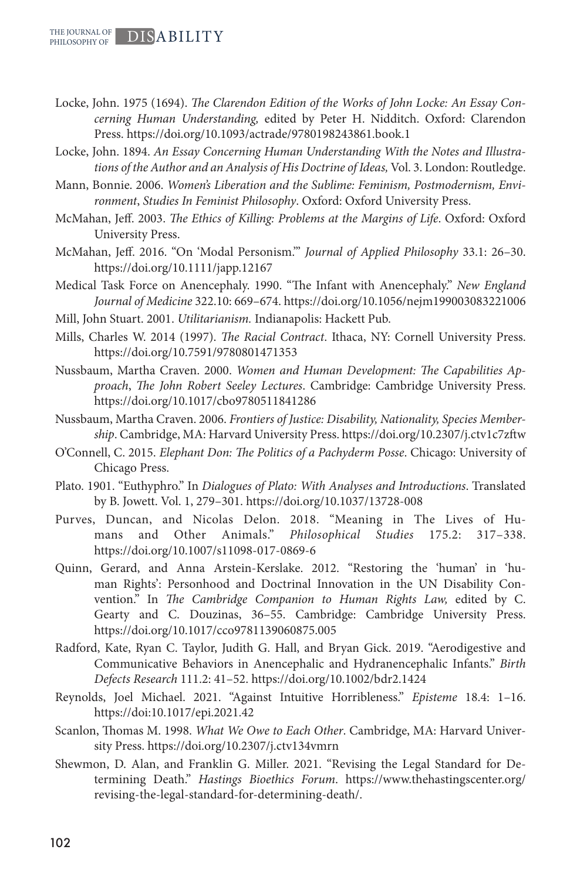Locke, John. 1975 (1694). *The Clarendon Edition of the Works of John Locke: An Essay Concerning Human Understanding,* edited by Peter H. Nidditch. Oxford: Clarendon Press. https://doi.org/10.1093/actrade/9780198243861.book.1

Locke, John. 1894. *An Essay Concerning Human Understanding With the Notes and Illustrations of the Author and an Analysis of His Doctrine of Ideas,* Vol. 3. London: Routledge.

Mann, Bonnie. 2006. *Women's Liberation and the Sublime: Feminism, Postmodernism, Environment*, *Studies In Feminist Philosophy*. Oxford: Oxford University Press.

McMahan, Jeff. 2003. *The Ethics of Killing: Problems at the Margins of Life*. Oxford: Oxford University Press.

McMahan, Jeff. 2016. "On 'Modal Personism.'" *Journal of Applied Philosophy* 33.1: 26–30. https://doi.org/10.1111/japp.12167

Medical Task Force on Anencephaly. 1990. "The Infant with Anencephaly." *New England Journal of Medicine* 322.10: 669–674. https://doi.org/10.1056/nejm199003083221006

Mill, John Stuart. 2001. *Utilitarianism*. Indianapolis: Hackett Pub.

Mills, Charles W. 2014 (1997). *The Racial Contract*. Ithaca, NY: Cornell University Press. https://doi.org/10.7591/9780801471353

Nussbaum, Martha Craven. 2000. *Women and Human Development: The Capabilities Approach*, *The John Robert Seeley Lectures*. Cambridge: Cambridge University Press. https://doi.org/10.1017/cbo9780511841286

Nussbaum, Martha Craven. 2006. *Frontiers of Justice: Disability, Nationality, Species Membership*. Cambridge, MA: Harvard University Press. https://doi.org/10.2307/j.ctv1c7zftw

O'Connell, C. 2015. *Elephant Don: The Politics of a Pachyderm Posse*. Chicago: University of Chicago Press.

Plato. 1901. "Euthyphro." In *Dialogues of Plato: With Analyses and Introductions*. Translated by B. Jowett. Vol. 1, 279–301. https://doi.org/10.1037/13728-008

Purves, Duncan, and Nicolas Delon. 2018. "Meaning in The Lives of Humans and Other Animals." *Philosophical Studies* 175.2: 317–338. https://doi.org/10.1007/s11098-017-0869-6

Quinn, Gerard, and Anna Arstein-Kerslake. 2012. "Restoring the 'human' in 'human Rights': Personhood and Doctrinal Innovation in the UN Disability Convention." In *The Cambridge Companion to Human Rights Law,* edited by C. Gearty and C. Douzinas, 36–55. Cambridge: Cambridge University Press. https://doi.org/10.1017/cco9781139060875.005

Radford, Kate, Ryan C. Taylor, Judith G. Hall, and Bryan Gick. 2019. "Aerodigestive and Communicative Behaviors in Anencephalic and Hydranencephalic Infants." *Birth Defects Research* 111.2: 41–52. https://doi.org/10.1002/bdr2.1424

Reynolds, Joel Michael. 2021. "Against Intuitive Horribleness." *Episteme* 18.4: 1–16. https://doi:10.1017/epi.2021.42

Scanlon, Thomas M. 1998. *What We Owe to Each Other*. Cambridge, MA: Harvard University Press. https://doi.org/10.2307/j.ctv134vmrn

Shewmon, D. Alan, and Franklin G. Miller. 2021. "Revising the Legal Standard for Determining Death." *Hastings Bioethics Forum*. https://www.thehastingscenter.org/revising-the-legal-standard-for-determining-death/.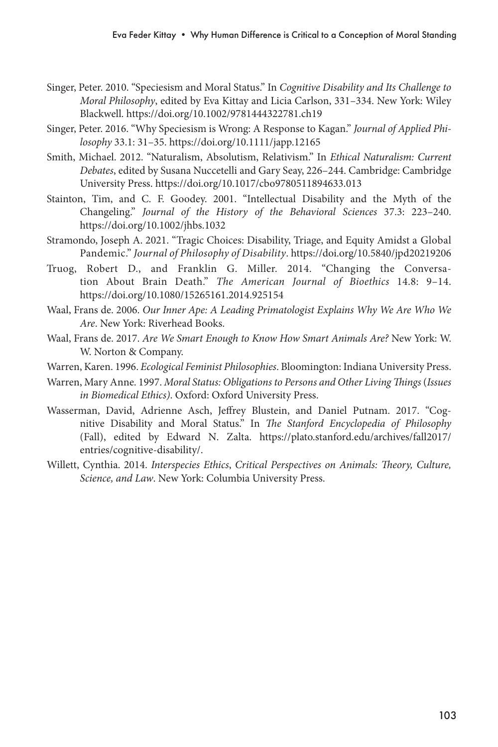Singer, Peter. 2010. “Speciesism and Moral Status.” In *Cognitive Disability and Its Challenge to Moral Philosophy*, edited by Eva Kittay and Licia Carlson, 331–334. New York: Wiley Blackwell. https://doi.org/10.1002/9781444322781.ch19

Singer, Peter. 2016. “Why Speciesism is Wrong: A Response to Kagan.” *Journal of Applied Philosophy* 33.1: 31–35. https://doi.org/10.1111/japp.12165

Smith, Michael. 2012. “Naturalism, Absolutism, Relativism.” In *Ethical Naturalism: Current Debates*, edited by Susana Nuccetelli and Gary Seay, 226–244. Cambridge: Cambridge University Press. https://doi.org/10.1017/cbo9780511894633.013

Stainton, Tim, and C. F. Goodey. 2001. “Intellectual Disability and the Myth of the Changeling.” *Journal of the History of the Behavioral Sciences* 37.3: 223–240. https://doi.org/10.1002/jhbs.1032

Stramondo, Joseph A. 2021. “Tragic Choices: Disability, Triage, and Equity Amidst a Global Pandemic.” *Journal of Philosophy of Disability*. https://doi.org/10.5840/jpd20219206

Truog, Robert D., and Franklin G. Miller. 2014. “Changing the Conversation About Brain Death.” *The American Journal of Bioethics* 14.8: 9–14. https://doi.org/10.1080/15265161.2014.925154

Waal, Frans de. 2006. *Our Inner Ape: A Leading Primatologist Explains Why We Are Who We Are*. New York: Riverhead Books.

Waal, Frans de. 2017. *Are We Smart Enough to Know How Smart Animals Are?* New York: W. W. Norton & Company.

Warren, Karen. 1996. *Ecological Feminist Philosophies*. Bloomington: Indiana University Press.

Warren, Mary Anne. 1997. *Moral Status: Obligations to Persons and Other Living Things* (*Issues in Biomedical Ethics)*. Oxford: Oxford University Press.

Wasserman, David, Adrienne Asch, Jeffrey Blustein, and Daniel Putnam. 2017. “Cognitive Disability and Moral Status.” In *The Stanford Encyclopedia of Philosophy* (Fall), edited by Edward N. Zalta. https://plato.stanford.edu/archives/fall2017/entries/cognitive-disability/.

Willett, Cynthia. 2014. *Interspecies Ethics*, *Critical Perspectives on Animals: Theory, Culture, Science, and Law*. New York: Columbia University Press.